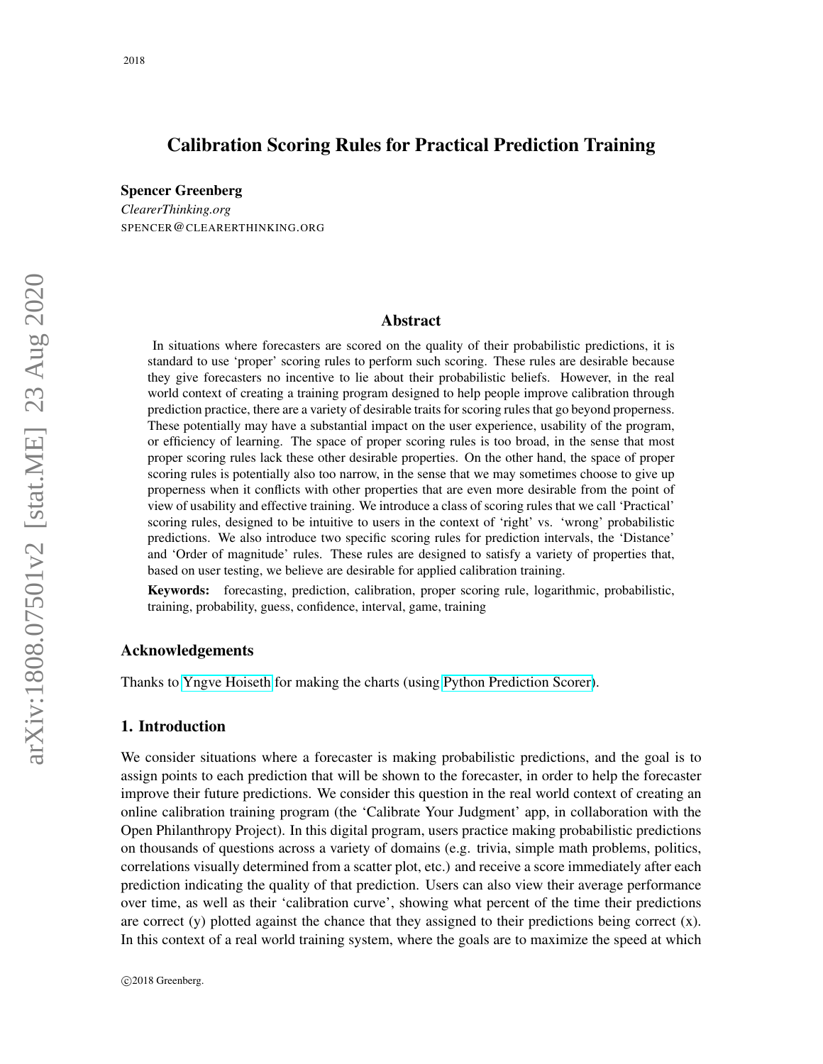# Calibration Scoring Rules for Practical Prediction Training

**Spencer Greenberg**
*ClearerThinking.org*
SPENCER@CLEARERTHINKING.ORG

## Abstract

In situations where forecasters are scored on the quality of their probabilistic predictions, it is standard to use 'proper' scoring rules to perform such scoring. These rules are desirable because they give forecasters no incentive to lie about their probabilistic beliefs. However, in the real world context of creating a training program designed to help people improve calibration through prediction practice, there are a variety of desirable traits for scoring rules that go beyond properness. These potentially may have a substantial impact on the user experience, usability of the program, or efficiency of learning. The space of proper scoring rules is too broad, in the sense that most proper scoring rules lack these other desirable properties. On the other hand, the space of proper scoring rules is potentially also too narrow, in the sense that we may sometimes choose to give up properness when it conflicts with other properties that are even more desirable from the point of view of usability and effective training. We introduce a class of scoring rules that we call 'Practical' scoring rules, designed to be intuitive to users in the context of 'right' vs. 'wrong' probabilistic predictions. We also introduce two specific scoring rules for prediction intervals, the 'Distance' and 'Order of magnitude' rules. These rules are designed to satisfy a variety of properties that, based on user testing, we believe are desirable for applied calibration training.

**Keywords:** forecasting, prediction, calibration, proper scoring rule, logarithmic, probabilistic, training, probability, guess, confidence, interval, game, training

## Acknowledgements

Thanks to Yngve Hoiseth for making the charts (using Python Prediction Scorer).

## 1. Introduction

We consider situations where a forecaster is making probabilistic predictions, and the goal is to assign points to each prediction that will be shown to the forecaster, in order to help the forecaster improve their future predictions. We consider this question in the real world context of creating an online calibration training program (the 'Calibrate Your Judgment' app, in collaboration with the Open Philanthropy Project). In this digital program, users practice making probabilistic predictions on thousands of questions across a variety of domains (e.g. trivia, simple math problems, politics, correlations visually determined from a scatter plot, etc.) and receive a score immediately after each prediction indicating the quality of that prediction. Users can also view their average performance over time, as well as their 'calibration curve', showing what percent of the time their predictions are correct (y) plotted against the chance that they assigned to their predictions being correct (x). In this context of a real world training system, where the goals are to maximize the speed at which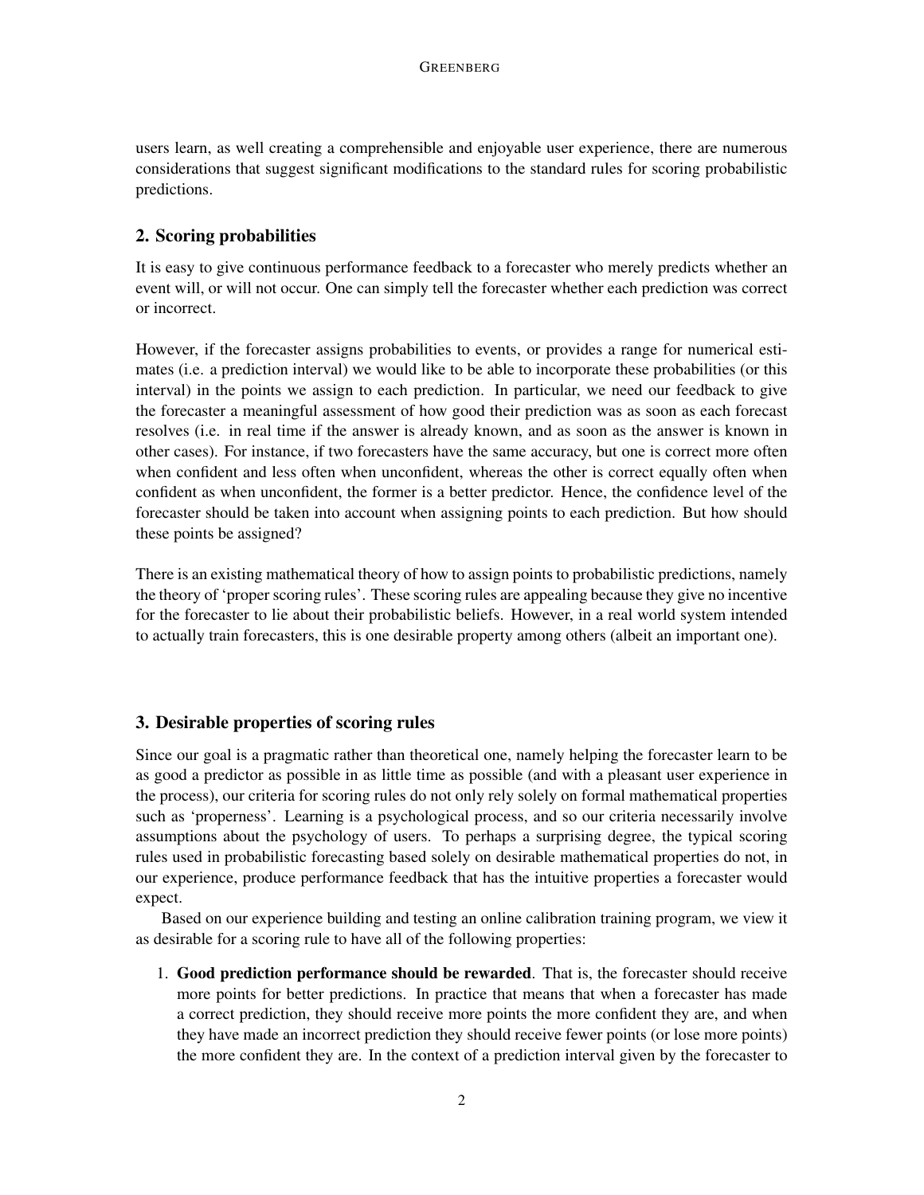users learn, as well creating a comprehensible and enjoyable user experience, there are numerous considerations that suggest significant modifications to the standard rules for scoring probabilistic predictions.

## 2. Scoring probabilities

It is easy to give continuous performance feedback to a forecaster who merely predicts whether an event will, or will not occur. One can simply tell the forecaster whether each prediction was correct or incorrect.

However, if the forecaster assigns probabilities to events, or provides a range for numerical estimates (i.e. a prediction interval) we would like to be able to incorporate these probabilities (or this interval) in the points we assign to each prediction. In particular, we need our feedback to give the forecaster a meaningful assessment of how good their prediction was as soon as each forecast resolves (i.e. in real time if the answer is already known, and as soon as the answer is known in other cases). For instance, if two forecasters have the same accuracy, but one is correct more often when confident and less often when unconfident, whereas the other is correct equally often when confident as when unconfident, the former is a better predictor. Hence, the confidence level of the forecaster should be taken into account when assigning points to each prediction. But how should these points be assigned?

There is an existing mathematical theory of how to assign points to probabilistic predictions, namely the theory of 'proper scoring rules'. These scoring rules are appealing because they give no incentive for the forecaster to lie about their probabilistic beliefs. However, in a real world system intended to actually train forecasters, this is one desirable property among others (albeit an important one).

## 3. Desirable properties of scoring rules

Since our goal is a pragmatic rather than theoretical one, namely helping the forecaster learn to be as good a predictor as possible in as little time as possible (and with a pleasant user experience in the process), our criteria for scoring rules do not only rely solely on formal mathematical properties such as 'properness'. Learning is a psychological process, and so our criteria necessarily involve assumptions about the psychology of users. To perhaps a surprising degree, the typical scoring rules used in probabilistic forecasting based solely on desirable mathematical properties do not, in our experience, produce performance feedback that has the intuitive properties a forecaster would expect.

Based on our experience building and testing an online calibration training program, we view it as desirable for a scoring rule to have all of the following properties:

1. **Good prediction performance should be rewarded**. That is, the forecaster should receive more points for better predictions. In practice that means that when a forecaster has made a correct prediction, they should receive more points the more confident they are, and when they have made an incorrect prediction they should receive fewer points (or lose more points) the more confident they are. In the context of a prediction interval given by the forecaster to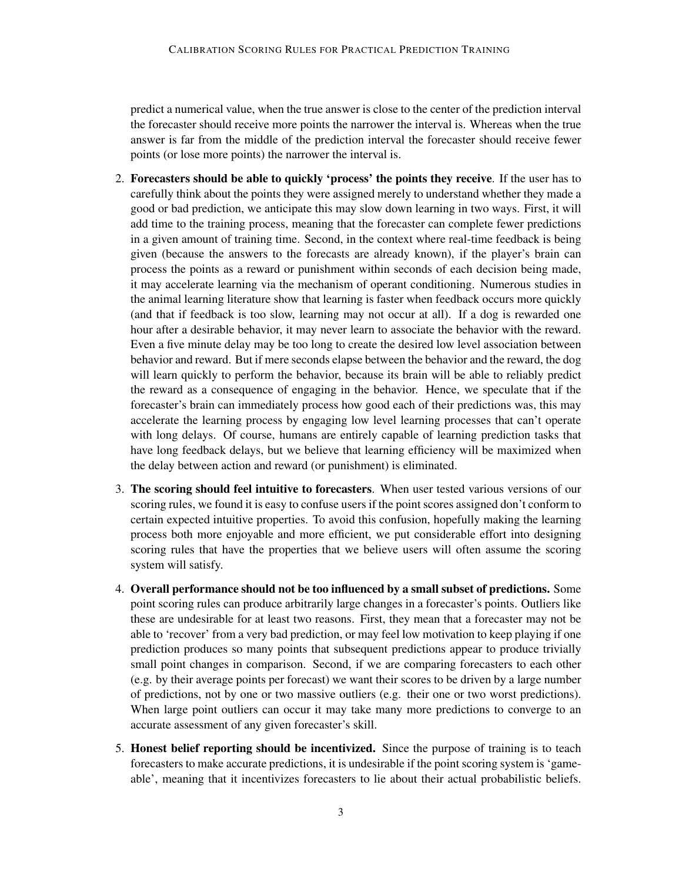predict a numerical value, when the true answer is close to the center of the prediction interval the forecaster should receive more points the narrower the interval is. Whereas when the true answer is far from the middle of the prediction interval the forecaster should receive fewer points (or lose more points) the narrower the interval is.

2. **Forecasters should be able to quickly 'process' the points they receive**. If the user has to carefully think about the points they were assigned merely to understand whether they made a good or bad prediction, we anticipate this may slow down learning in two ways. First, it will add time to the training process, meaning that the forecaster can complete fewer predictions in a given amount of training time. Second, in the context where real-time feedback is being given (because the answers to the forecasts are already known), if the player's brain can process the points as a reward or punishment within seconds of each decision being made, it may accelerate learning via the mechanism of operant conditioning. Numerous studies in the animal learning literature show that learning is faster when feedback occurs more quickly (and that if feedback is too slow, learning may not occur at all). If a dog is rewarded one hour after a desirable behavior, it may never learn to associate the behavior with the reward. Even a five minute delay may be too long to create the desired low level association between behavior and reward. But if mere seconds elapse between the behavior and the reward, the dog will learn quickly to perform the behavior, because its brain will be able to reliably predict the reward as a consequence of engaging in the behavior. Hence, we speculate that if the forecaster's brain can immediately process how good each of their predictions was, this may accelerate the learning process by engaging low level learning processes that can't operate with long delays. Of course, humans are entirely capable of learning prediction tasks that have long feedback delays, but we believe that learning efficiency will be maximized when the delay between action and reward (or punishment) is eliminated.

3. **The scoring should feel intuitive to forecasters**. When user tested various versions of our scoring rules, we found it is easy to confuse users if the point scores assigned don't conform to certain expected intuitive properties. To avoid this confusion, hopefully making the learning process both more enjoyable and more efficient, we put considerable effort into designing scoring rules that have the properties that we believe users will often assume the scoring system will satisfy.

4. **Overall performance should not be too influenced by a small subset of predictions.** Some point scoring rules can produce arbitrarily large changes in a forecaster's points. Outliers like these are undesirable for at least two reasons. First, they mean that a forecaster may not be able to 'recover' from a very bad prediction, or may feel low motivation to keep playing if one prediction produces so many points that subsequent predictions appear to produce trivially small point changes in comparison. Second, if we are comparing forecasters to each other (e.g. by their average points per forecast) we want their scores to be driven by a large number of predictions, not by one or two massive outliers (e.g. their one or two worst predictions). When large point outliers can occur it may take many more predictions to converge to an accurate assessment of any given forecaster's skill.

5. **Honest belief reporting should be incentivized.** Since the purpose of training is to teach forecasters to make accurate predictions, it is undesirable if the point scoring system is 'game-able', meaning that it incentivizes forecasters to lie about their actual probabilistic beliefs.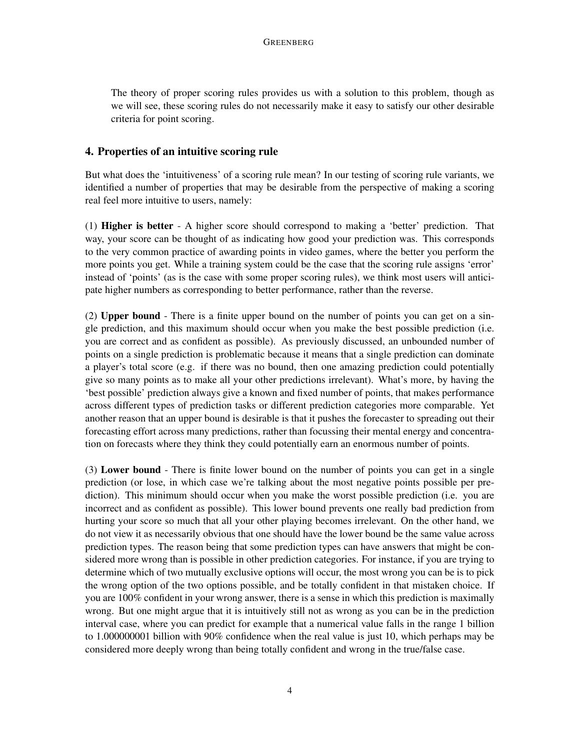The theory of proper scoring rules provides us with a solution to this problem, though as we will see, these scoring rules do not necessarily make it easy to satisfy our other desirable criteria for point scoring.

## 4. Properties of an intuitive scoring rule

But what does the 'intuitiveness' of a scoring rule mean? In our testing of scoring rule variants, we identified a number of properties that may be desirable from the perspective of making a scoring real feel more intuitive to users, namely:

(1) **Higher is better** - A higher score should correspond to making a 'better' prediction. That way, your score can be thought of as indicating how good your prediction was. This corresponds to the very common practice of awarding points in video games, where the better you perform the more points you get. While a training system could be the case that the scoring rule assigns 'error' instead of 'points' (as is the case with some proper scoring rules), we think most users will anticipate higher numbers as corresponding to better performance, rather than the reverse.

(2) **Upper bound** - There is a finite upper bound on the number of points you can get on a single prediction, and this maximum should occur when you make the best possible prediction (i.e. you are correct and as confident as possible). As previously discussed, an unbounded number of points on a single prediction is problematic because it means that a single prediction can dominate a player's total score (e.g. if there was no bound, then one amazing prediction could potentially give so many points as to make all your other predictions irrelevant). What's more, by having the 'best possible' prediction always give a known and fixed number of points, that makes performance across different types of prediction tasks or different prediction categories more comparable. Yet another reason that an upper bound is desirable is that it pushes the forecaster to spreading out their forecasting effort across many predictions, rather than focussing their mental energy and concentration on forecasts where they think they could potentially earn an enormous number of points.

(3) **Lower bound** - There is finite lower bound on the number of points you can get in a single prediction (or lose, in which case we're talking about the most negative points possible per prediction). This minimum should occur when you make the worst possible prediction (i.e. you are incorrect and as confident as possible). This lower bound prevents one really bad prediction from hurting your score so much that all your other playing becomes irrelevant. On the other hand, we do not view it as necessarily obvious that one should have the lower bound be the same value across prediction types. The reason being that some prediction types can have answers that might be considered more wrong than is possible in other prediction categories. For instance, if you are trying to determine which of two mutually exclusive options will occur, the most wrong you can be is to pick the wrong option of the two options possible, and be totally confident in that mistaken choice. If you are 100% confident in your wrong answer, there is a sense in which this prediction is maximally wrong. But one might argue that it is intuitively still not as wrong as you can be in the prediction interval case, where you can predict for example that a numerical value falls in the range 1 billion to 1.000000001 billion with 90% confidence when the real value is just 10, which perhaps may be considered more deeply wrong than being totally confident and wrong in the true/false case.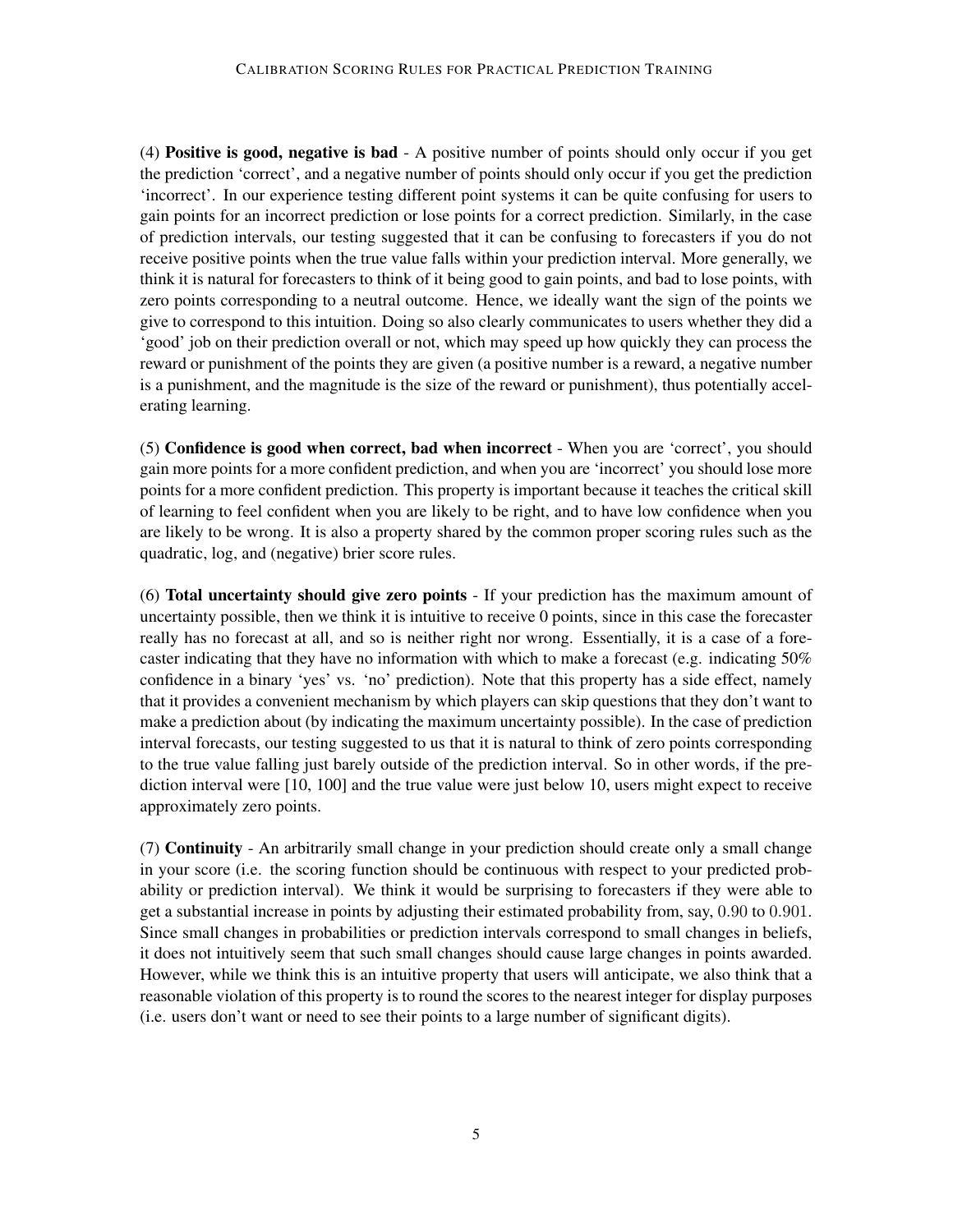(4) **Positive is good, negative is bad** - A positive number of points should only occur if you get the prediction 'correct', and a negative number of points should only occur if you get the prediction 'incorrect'. In our experience testing different point systems it can be quite confusing for users to gain points for an incorrect prediction or lose points for a correct prediction. Similarly, in the case of prediction intervals, our testing suggested that it can be confusing to forecasters if you do not receive positive points when the true value falls within your prediction interval. More generally, we think it is natural for forecasters to think of it being good to gain points, and bad to lose points, with zero points corresponding to a neutral outcome. Hence, we ideally want the sign of the points we give to correspond to this intuition. Doing so also clearly communicates to users whether they did a 'good' job on their prediction overall or not, which may speed up how quickly they can process the reward or punishment of the points they are given (a positive number is a reward, a negative number is a punishment, and the magnitude is the size of the reward or punishment), thus potentially accelerating learning.

(5) **Confidence is good when correct, bad when incorrect** - When you are 'correct', you should gain more points for a more confident prediction, and when you are 'incorrect' you should lose more points for a more confident prediction. This property is important because it teaches the critical skill of learning to feel confident when you are likely to be right, and to have low confidence when you are likely to be wrong. It is also a property shared by the common proper scoring rules such as the quadratic, log, and (negative) brier score rules.

(6) **Total uncertainty should give zero points** - If your prediction has the maximum amount of uncertainty possible, then we think it is intuitive to receive 0 points, since in this case the forecaster really has no forecast at all, and so is neither right nor wrong. Essentially, it is a case of a forecaster indicating that they have no information with which to make a forecast (e.g. indicating 50% confidence in a binary 'yes' vs. 'no' prediction). Note that this property has a side effect, namely that it provides a convenient mechanism by which players can skip questions that they don't want to make a prediction about (by indicating the maximum uncertainty possible). In the case of prediction interval forecasts, our testing suggested to us that it is natural to think of zero points corresponding to the true value falling just barely outside of the prediction interval. So in other words, if the prediction interval were [10, 100] and the true value were just below 10, users might expect to receive approximately zero points.

(7) **Continuity** - An arbitrarily small change in your prediction should create only a small change in your score (i.e. the scoring function should be continuous with respect to your predicted probability or prediction interval). We think it would be surprising to forecasters if they were able to get a substantial increase in points by adjusting their estimated probability from, say, $0.90$ to $0.901$. Since small changes in probabilities or prediction intervals correspond to small changes in beliefs, it does not intuitively seem that such small changes should cause large changes in points awarded. However, while we think this is an intuitive property that users will anticipate, we also think that a reasonable violation of this property is to round the scores to the nearest integer for display purposes (i.e. users don't want or need to see their points to a large number of significant digits).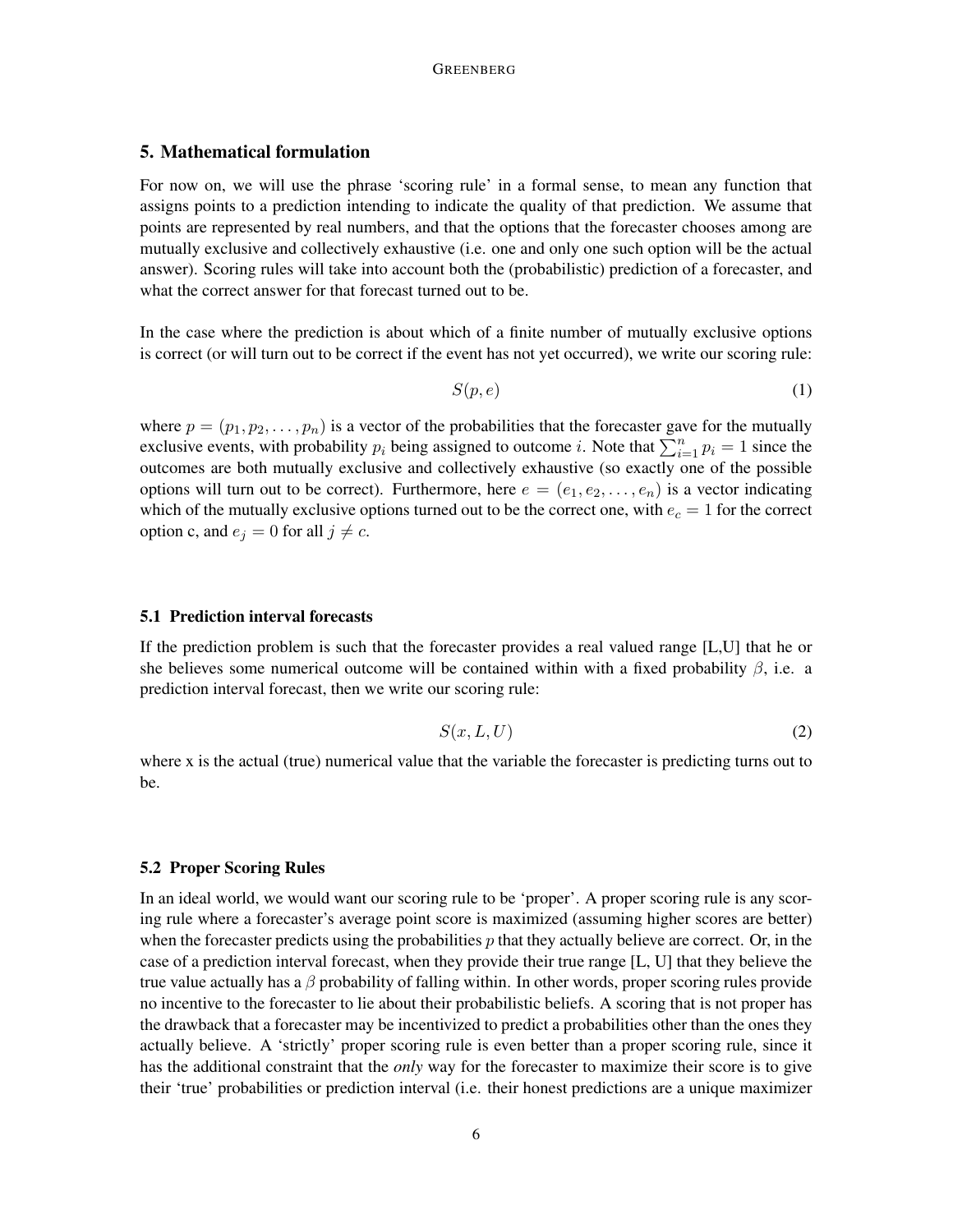## 5. Mathematical formulation

For now on, we will use the phrase 'scoring rule' in a formal sense, to mean any function that assigns points to a prediction intending to indicate the quality of that prediction. We assume that points are represented by real numbers, and that the options that the forecaster chooses among are mutually exclusive and collectively exhaustive (i.e. one and only one such option will be the actual answer). Scoring rules will take into account both the (probabilistic) prediction of a forecaster, and what the correct answer for that forecast turned out to be.

In the case where the prediction is about which of a finite number of mutually exclusive options is correct (or will turn out to be correct if the event has not yet occurred), we write our scoring rule:

$$S(p, e) \tag{1}$$

where $p = (p_1, p_2, \ldots, p_n)$ is a vector of the probabilities that the forecaster gave for the mutually exclusive events, with probability $p_i$ being assigned to outcome $i$. Note that $\sum_{i=1}^{n} p_i = 1$ since the outcomes are both mutually exclusive and collectively exhaustive (so exactly one of the possible options will turn out to be correct). Furthermore, here $e = (e_1, e_2, \ldots, e_n)$ is a vector indicating which of the mutually exclusive options turned out to be the correct one, with $e_c = 1$ for the correct option c, and $e_j = 0$ for all $j \neq c$.

### 5.1 Prediction interval forecasts

If the prediction problem is such that the forecaster provides a real valued range [L,U] that he or she believes some numerical outcome will be contained within with a fixed probability $\beta$, i.e. a prediction interval forecast, then we write our scoring rule:

$$S(x, L, U) \tag{2}$$

where x is the actual (true) numerical value that the variable the forecaster is predicting turns out to be.

### 5.2 Proper Scoring Rules

In an ideal world, we would want our scoring rule to be 'proper'. A proper scoring rule is any scoring rule where a forecaster's average point score is maximized (assuming higher scores are better) when the forecaster predicts using the probabilities $p$ that they actually believe are correct. Or, in the case of a prediction interval forecast, when they provide their true range [L, U] that they believe the true value actually has a $\beta$ probability of falling within. In other words, proper scoring rules provide no incentive to the forecaster to lie about their probabilistic beliefs. A scoring that is not proper has the drawback that a forecaster may be incentivized to predict a probabilities other than the ones they actually believe. A 'strictly' proper scoring rule is even better than a proper scoring rule, since it has the additional constraint that the *only* way for the forecaster to maximize their score is to give their 'true' probabilities or prediction interval (i.e. their honest predictions are a unique maximizer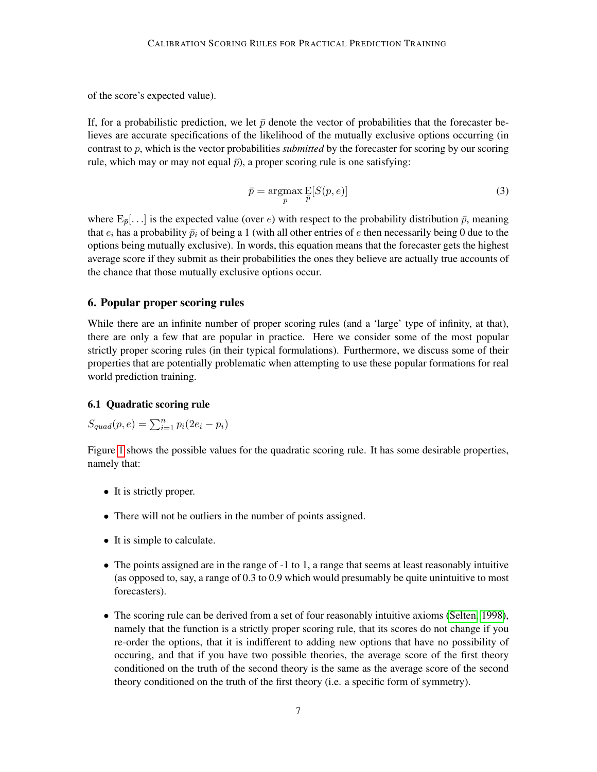of the score's expected value).

If, for a probabilistic prediction, we let $\bar{p}$ denote the vector of probabilities that the forecaster believes are accurate specifications of the likelihood of the mutually exclusive options occurring (in contrast to $p$, which is the vector probabilities *submitted* by the forecaster for scoring by our scoring rule, which may or may not equal $\bar{p}$), a proper scoring rule is one satisfying:

$$\bar{p} = \underset{p}{\operatorname{argmax}} \operatorname*{E}_{\bar{p}}[S(p, e)] \tag{3}$$

where $\mathrm{E}_{\bar{p}}[\ldots]$ is the expected value (over $e$) with respect to the probability distribution $\bar{p}$, meaning that $e_i$ has a probability $\bar{p}_i$ of being a 1 (with all other entries of $e$ then necessarily being 0 due to the options being mutually exclusive). In words, this equation means that the forecaster gets the highest average score if they submit as their probabilities the ones they believe are actually true accounts of the chance that those mutually exclusive options occur.

## 6. Popular proper scoring rules

While there are an infinite number of proper scoring rules (and a 'large' type of infinity, at that), there are only a few that are popular in practice. Here we consider some of the most popular strictly proper scoring rules (in their typical formulations). Furthermore, we discuss some of their properties that are potentially problematic when attempting to use these popular formations for real world prediction training.

### 6.1 Quadratic scoring rule

$S_{quad}(p, e) = \sum_{i=1}^{n} p_i(2e_i - p_i)$

Figure 1 shows the possible values for the quadratic scoring rule. It has some desirable properties, namely that:

- It is strictly proper.
- There will not be outliers in the number of points assigned.
- It is simple to calculate.
- The points assigned are in the range of -1 to 1, a range that seems at least reasonably intuitive (as opposed to, say, a range of 0.3 to 0.9 which would presumably be quite unintuitive to most forecasters).
- The scoring rule can be derived from a set of four reasonably intuitive axioms (Selten, 1998), namely that the function is a strictly proper scoring rule, that its scores do not change if you re-order the options, that it is indifferent to adding new options that have no possibility of occuring, and that if you have two possible theories, the average score of the first theory conditioned on the truth of the second theory is the same as the average score of the second theory conditioned on the truth of the first theory (i.e. a specific form of symmetry).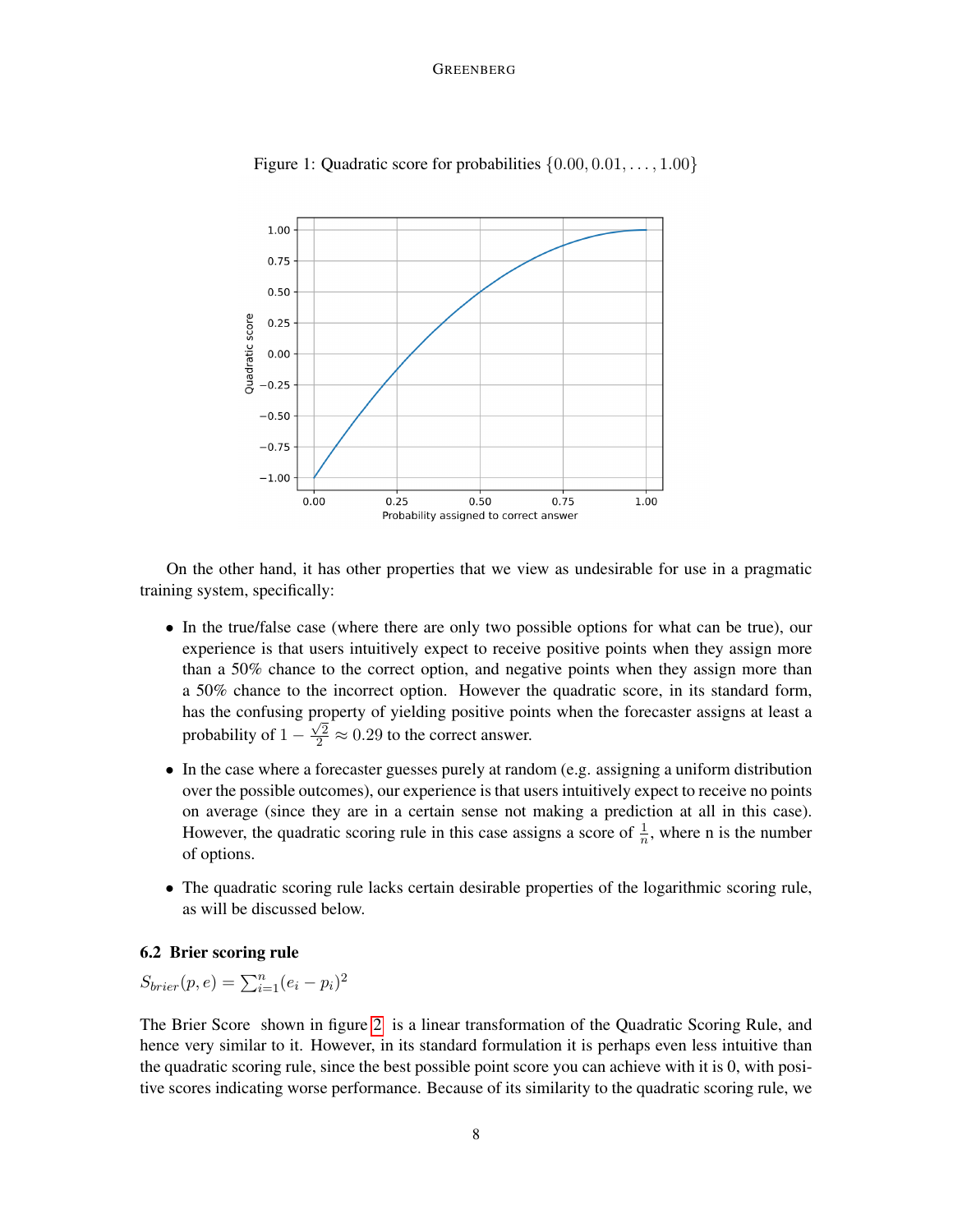Figure 1: Quadratic score for probabilities $\{0.00, 0.01, \ldots, 1.00\}$

On the other hand, it has other properties that we view as undesirable for use in a pragmatic training system, specifically:

- In the true/false case (where there are only two possible options for what can be true), our experience is that users intuitively expect to receive positive points when they assign more than a 50% chance to the correct option, and negative points when they assign more than a 50% chance to the incorrect option. However the quadratic score, in its standard form, has the confusing property of yielding positive points when the forecaster assigns at least a probability of $1 - \frac{\sqrt{2}}{2} \approx 0.29$ to the correct answer.
- In the case where a forecaster guesses purely at random (e.g. assigning a uniform distribution over the possible outcomes), our experience is that users intuitively expect to receive no points on average (since they are in a certain sense not making a prediction at all in this case). However, the quadratic scoring rule in this case assigns a score of $\frac{1}{n}$, where n is the number of options.
- The quadratic scoring rule lacks certain desirable properties of the logarithmic scoring rule, as will be discussed below.

### 6.2 Brier scoring rule

$S_{brier}(p, e) = \sum_{i=1}^{n}(e_i - p_i)^2$

The Brier Score shown in figure 2 is a linear transformation of the Quadratic Scoring Rule, and hence very similar to it. However, in its standard formulation it is perhaps even less intuitive than the quadratic scoring rule, since the best possible point score you can achieve with it is 0, with positive scores indicating worse performance. Because of its similarity to the quadratic scoring rule, we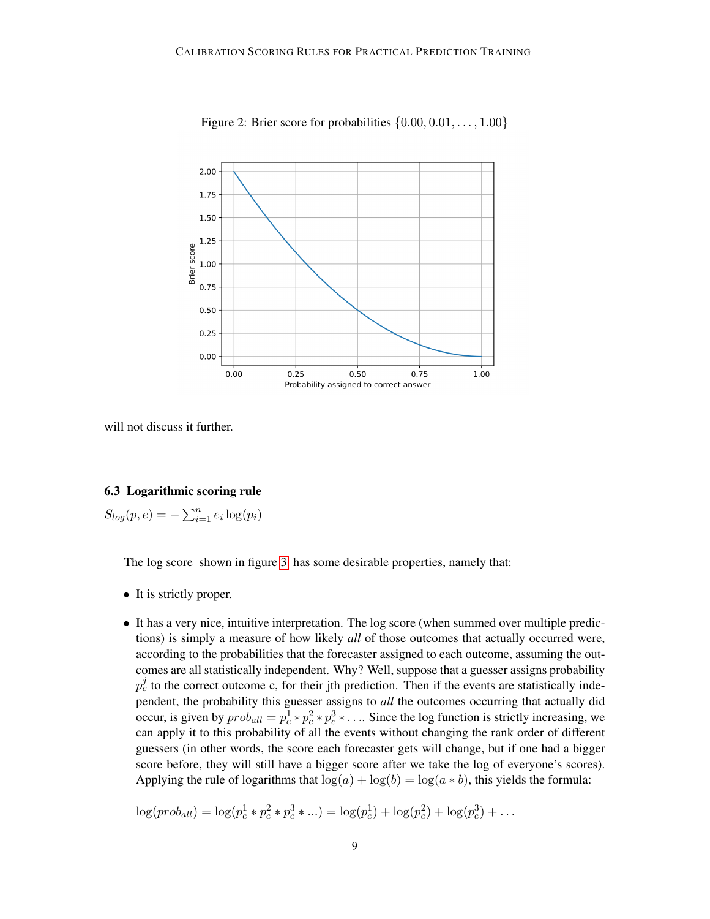Figure 2: Brier score for probabilities $\{0.00, 0.01, \ldots, 1.00\}$

will not discuss it further.

### 6.3 Logarithmic scoring rule

$S_{log}(p, e) = -\sum_{i=1}^{n} e_i \log(p_i)$

The log score shown in figure 3 has some desirable properties, namely that:

- It is strictly proper.
- It has a very nice, intuitive interpretation. The log score (when summed over multiple predictions) is simply a measure of how likely *all* of those outcomes that actually occurred were, according to the probabilities that the forecaster assigned to each outcome, assuming the outcomes are all statistically independent. Why? Well, suppose that a guesser assigns probability $p_c^j$ to the correct outcome c, for their jth prediction. Then if the events are statistically independent, the probability this guesser assigns to *all* the outcomes occurring that actually did occur, is given by $prob_{all} = p_c^1 * p_c^2 * p_c^3 * \ldots$. Since the log function is strictly increasing, we can apply it to this probability of all the events without changing the rank order of different guessers (in other words, the score each forecaster gets will change, but if one had a bigger score before, they will still have a bigger score after we take the log of everyone's scores). Applying the rule of logarithms that $\log(a) + \log(b) = \log(a * b)$, this yields the formula:

  $\log(prob_{all}) = \log(p_c^1 * p_c^2 * p_c^3 * \ldots) = \log(p_c^1) + \log(p_c^2) + \log(p_c^3) + \ldots$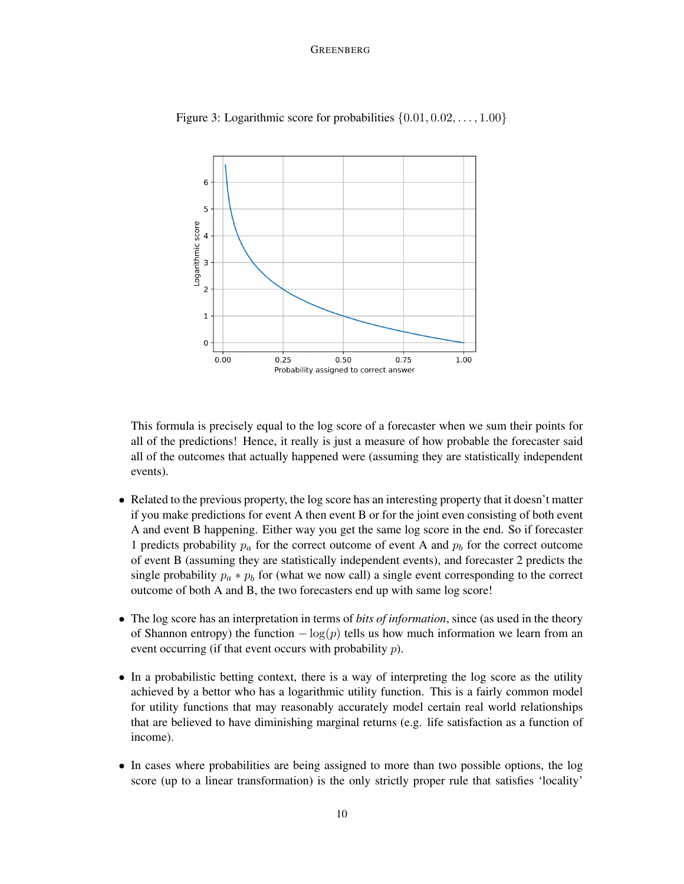Figure 3: Logarithmic score for probabilities $\{0.01, 0.02, \ldots, 1.00\}$

This formula is precisely equal to the log score of a forecaster when we sum their points for all of the predictions! Hence, it really is just a measure of how probable the forecaster said all of the outcomes that actually happened were (assuming they are statistically independent events).

- Related to the previous property, the log score has an interesting property that it doesn't matter if you make predictions for event A then event B or for the joint even consisting of both event A and event B happening. Either way you get the same log score in the end. So if forecaster 1 predicts probability $p_a$ for the correct outcome of event A and $p_b$ for the correct outcome of event B (assuming they are statistically independent events), and forecaster 2 predicts the single probability $p_a * p_b$ for (what we now call) a single event corresponding to the correct outcome of both A and B, the two forecasters end up with same log score!

- The log score has an interpretation in terms of *bits of information*, since (as used in the theory of Shannon entropy) the function $-\log(p)$ tells us how much information we learn from an event occurring (if that event occurs with probability $p$).

- In a probabilistic betting context, there is a way of interpreting the log score as the utility achieved by a bettor who has a logarithmic utility function. This is a fairly common model for utility functions that may reasonably accurately model certain real world relationships that are believed to have diminishing marginal returns (e.g. life satisfaction as a function of income).

- In cases where probabilities are being assigned to more than two possible options, the log score (up to a linear transformation) is the only strictly proper rule that satisfies 'locality'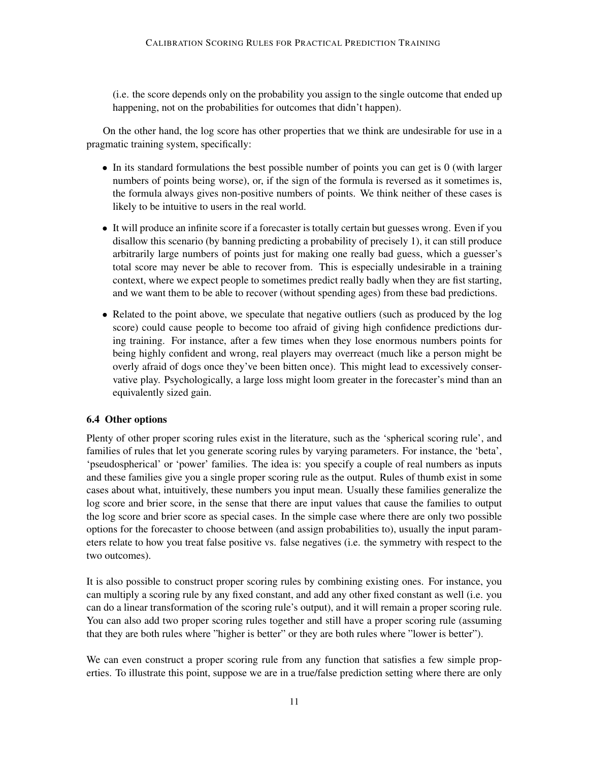(i.e. the score depends only on the probability you assign to the single outcome that ended up happening, not on the probabilities for outcomes that didn't happen).

On the other hand, the log score has other properties that we think are undesirable for use in a pragmatic training system, specifically:

- In its standard formulations the best possible number of points you can get is 0 (with larger numbers of points being worse), or, if the sign of the formula is reversed as it sometimes is, the formula always gives non-positive numbers of points. We think neither of these cases is likely to be intuitive to users in the real world.
- It will produce an infinite score if a forecaster is totally certain but guesses wrong. Even if you disallow this scenario (by banning predicting a probability of precisely 1), it can still produce arbitrarily large numbers of points just for making one really bad guess, which a guesser's total score may never be able to recover from. This is especially undesirable in a training context, where we expect people to sometimes predict really badly when they are fist starting, and we want them to be able to recover (without spending ages) from these bad predictions.
- Related to the point above, we speculate that negative outliers (such as produced by the log score) could cause people to become too afraid of giving high confidence predictions during training. For instance, after a few times when they lose enormous numbers points for being highly confident and wrong, real players may overreact (much like a person might be overly afraid of dogs once they've been bitten once). This might lead to excessively conservative play. Psychologically, a large loss might loom greater in the forecaster's mind than an equivalently sized gain.

### 6.4 Other options

Plenty of other proper scoring rules exist in the literature, such as the 'spherical scoring rule', and families of rules that let you generate scoring rules by varying parameters. For instance, the 'beta', 'pseudospherical' or 'power' families. The idea is: you specify a couple of real numbers as inputs and these families give you a single proper scoring rule as the output. Rules of thumb exist in some cases about what, intuitively, these numbers you input mean. Usually these families generalize the log score and brier score, in the sense that there are input values that cause the families to output the log score and brier score as special cases. In the simple case where there are only two possible options for the forecaster to choose between (and assign probabilities to), usually the input parameters relate to how you treat false positive vs. false negatives (i.e. the symmetry with respect to the two outcomes).

It is also possible to construct proper scoring rules by combining existing ones. For instance, you can multiply a scoring rule by any fixed constant, and add any other fixed constant as well (i.e. you can do a linear transformation of the scoring rule's output), and it will remain a proper scoring rule. You can also add two proper scoring rules together and still have a proper scoring rule (assuming that they are both rules where "higher is better" or they are both rules where "lower is better").

We can even construct a proper scoring rule from any function that satisfies a few simple properties. To illustrate this point, suppose we are in a true/false prediction setting where there are only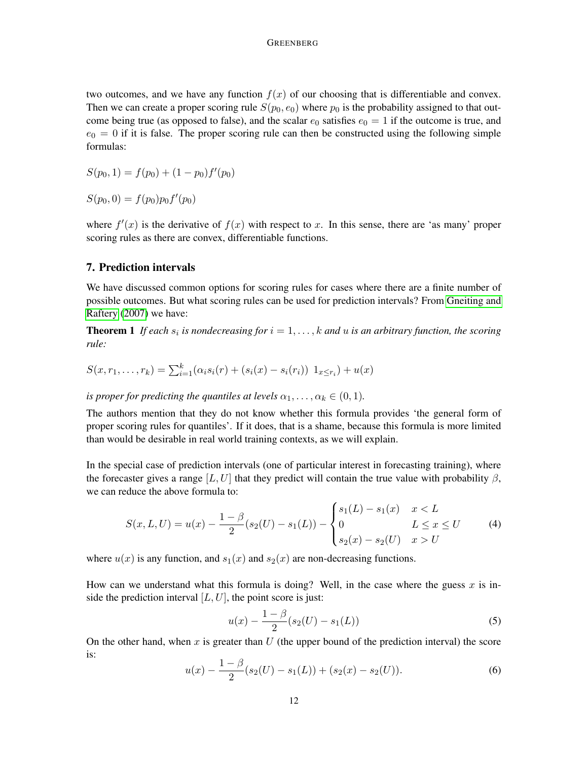two outcomes, and we have any function $f(x)$ of our choosing that is differentiable and convex. Then we can create a proper scoring rule $S(p_0, e_0)$ where $p_0$ is the probability assigned to that outcome being true (as opposed to false), and the scalar $e_0$ satisfies $e_0 = 1$ if the outcome is true, and $e_0 = 0$ if it is false. The proper scoring rule can then be constructed using the following simple formulas:

$$S(p_0, 1) = f(p_0) + (1 - p_0)f'(p_0)$$

$$S(p_0, 0) = f(p_0)p_0 f'(p_0)$$

where $f'(x)$ is the derivative of $f(x)$ with respect to $x$. In this sense, there are 'as many' proper scoring rules as there are convex, differentiable functions.

## 7. Prediction intervals

We have discussed common options for scoring rules for cases where there are a finite number of possible outcomes. But what scoring rules can be used for prediction intervals? From Gneiting and Raftery (2007) we have:

**Theorem 1** *If each $s_i$ is nondecreasing for $i = 1, \ldots, k$ and $u$ is an arbitrary function, the scoring rule:*

$$S(x, r_1, \ldots, r_k) = \textstyle\sum_{i=1}^{k} (\alpha_i s_i(r) + (s_i(x) - s_i(r_i))\ 1_{x \le r_i}) + u(x)$$

*is proper for predicting the quantiles at levels $\alpha_1, \ldots, \alpha_k \in (0, 1)$.*

The authors mention that they do not know whether this formula provides 'the general form of proper scoring rules for quantiles'. If it does, that is a shame, because this formula is more limited than would be desirable in real world training contexts, as we will explain.

In the special case of prediction intervals (one of particular interest in forecasting training), where the forecaster gives a range $[L, U]$ that they predict will contain the true value with probability $\beta$, we can reduce the above formula to:

$$S(x, L, U) = u(x) - \frac{1 - \beta}{2}(s_2(U) - s_1(L)) - \begin{cases} s_1(L) - s_1(x) & x < L \\ 0 & L \le x \le U \\ s_2(x) - s_2(U) & x > U \end{cases} \tag{4}$$

where $u(x)$ is any function, and $s_1(x)$ and $s_2(x)$ are non-decreasing functions.

How can we understand what this formula is doing? Well, in the case where the guess $x$ is inside the prediction interval $[L, U]$, the point score is just:

$$u(x) - \frac{1 - \beta}{2}(s_2(U) - s_1(L)) \tag{5}$$

On the other hand, when $x$ is greater than $U$ (the upper bound of the prediction interval) the score is:

$$u(x) - \frac{1 - \beta}{2}(s_2(U) - s_1(L)) + (s_2(x) - s_2(U)). \tag{6}$$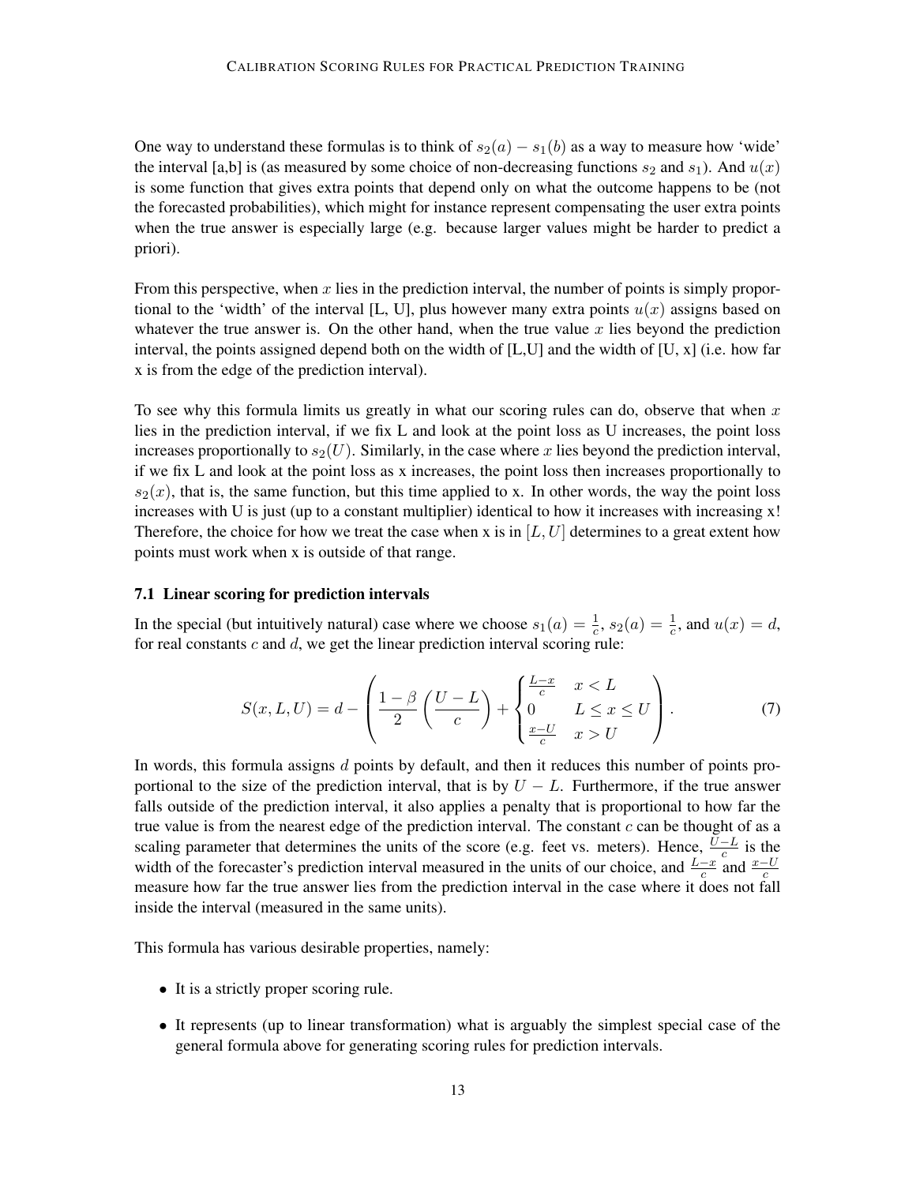One way to understand these formulas is to think of $s_2(a) - s_1(b)$ as a way to measure how 'wide' the interval [a,b] is (as measured by some choice of non-decreasing functions $s_2$ and $s_1$). And $u(x)$ is some function that gives extra points that depend only on what the outcome happens to be (not the forecasted probabilities), which might for instance represent compensating the user extra points when the true answer is especially large (e.g. because larger values might be harder to predict a priori).

From this perspective, when $x$ lies in the prediction interval, the number of points is simply proportional to the 'width' of the interval [L, U], plus however many extra points $u(x)$ assigns based on whatever the true answer is. On the other hand, when the true value $x$ lies beyond the prediction interval, the points assigned depend both on the width of [L,U] and the width of [U, x] (i.e. how far x is from the edge of the prediction interval).

To see why this formula limits us greatly in what our scoring rules can do, observe that when $x$ lies in the prediction interval, if we fix L and look at the point loss as U increases, the point loss increases proportionally to $s_2(U)$. Similarly, in the case where $x$ lies beyond the prediction interval, if we fix L and look at the point loss as x increases, the point loss then increases proportionally to $s_2(x)$, that is, the same function, but this time applied to x. In other words, the way the point loss increases with U is just (up to a constant multiplier) identical to how it increases with increasing x! Therefore, the choice for how we treat the case when x is in $[L, U]$ determines to a great extent how points must work when x is outside of that range.

### 7.1 Linear scoring for prediction intervals

In the special (but intuitively natural) case where we choose $s_1(a) = \frac{1}{c}$, $s_2(a) = \frac{1}{c}$, and $u(x) = d$, for real constants $c$ and $d$, we get the linear prediction interval scoring rule:

$$S(x, L, U) = d - \left( \frac{1-\beta}{2} \left( \frac{U-L}{c} \right) + \begin{cases} \frac{L-x}{c} & x < L \\ 0 & L \leq x \leq U \\ \frac{x-U}{c} & x > U \end{cases} \right). \tag{7}$$

In words, this formula assigns $d$ points by default, and then it reduces this number of points proportional to the size of the prediction interval, that is by $U - L$. Furthermore, if the true answer falls outside of the prediction interval, it also applies a penalty that is proportional to how far the true value is from the nearest edge of the prediction interval. The constant $c$ can be thought of as a scaling parameter that determines the units of the score (e.g. feet vs. meters). Hence, $\frac{U-L}{c}$ is the width of the forecaster's prediction interval measured in the units of our choice, and $\frac{L-x}{c}$ and $\frac{x-U}{c}$ measure how far the true answer lies from the prediction interval in the case where it does not fall inside the interval (measured in the same units).

This formula has various desirable properties, namely:

- It is a strictly proper scoring rule.
- It represents (up to linear transformation) what is arguably the simplest special case of the general formula above for generating scoring rules for prediction intervals.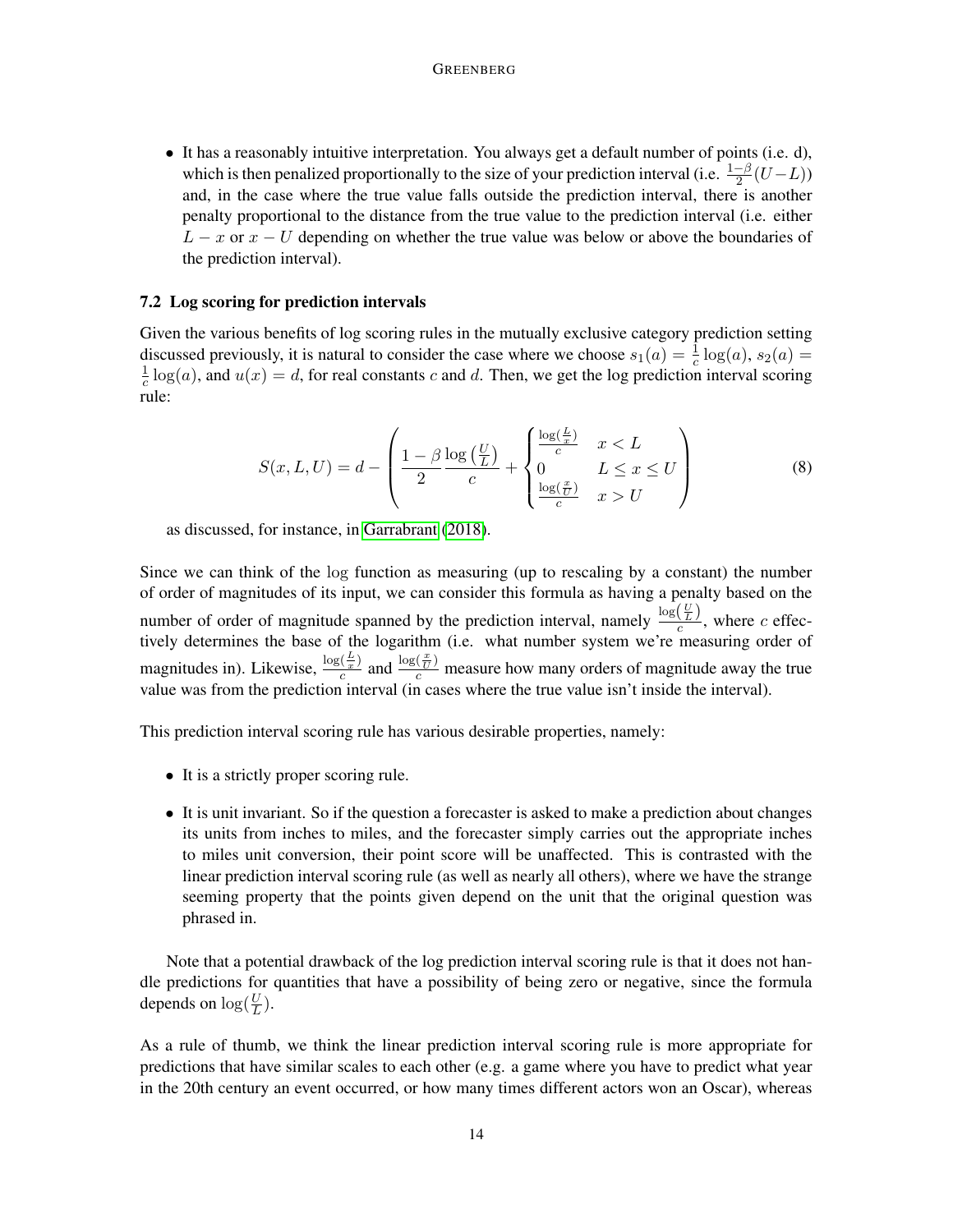- It has a reasonably intuitive interpretation. You always get a default number of points (i.e. d), which is then penalized proportionally to the size of your prediction interval (i.e. $\frac{1-\beta}{2}(U-L)$) and, in the case where the true value falls outside the prediction interval, there is another penalty proportional to the distance from the true value to the prediction interval (i.e. either $L - x$ or $x - U$ depending on whether the true value was below or above the boundaries of the prediction interval).

### 7.2 Log scoring for prediction intervals

Given the various benefits of log scoring rules in the mutually exclusive category prediction setting discussed previously, it is natural to consider the case where we choose $s_1(a) = \frac{1}{c}\log(a)$, $s_2(a) = \frac{1}{c}\log(a)$, and $u(x) = d$, for real constants $c$ and $d$. Then, we get the log prediction interval scoring rule:

$$S(x, L, U) = d - \left( \frac{1-\beta}{2} \frac{\log\left(\frac{U}{L}\right)}{c} + \begin{cases} \frac{\log\left(\frac{L}{x}\right)}{c} & x < L \\ 0 & L \leq x \leq U \\ \frac{\log\left(\frac{x}{U}\right)}{c} & x > U \end{cases} \right) \tag{8}$$

as discussed, for instance, in Garrabrant (2018).

Since we can think of the log function as measuring (up to rescaling by a constant) the number of order of magnitudes of its input, we can consider this formula as having a penalty based on the number of order of magnitude spanned by the prediction interval, namely $\frac{\log\left(\frac{U}{L}\right)}{c}$, where $c$ effectively determines the base of the logarithm (i.e. what number system we're measuring order of magnitudes in). Likewise, $\frac{\log\left(\frac{L}{x}\right)}{c}$ and $\frac{\log\left(\frac{x}{U}\right)}{c}$ measure how many orders of magnitude away the true value was from the prediction interval (in cases where the true value isn't inside the interval).

This prediction interval scoring rule has various desirable properties, namely:

- It is a strictly proper scoring rule.
- It is unit invariant. So if the question a forecaster is asked to make a prediction about changes its units from inches to miles, and the forecaster simply carries out the appropriate inches to miles unit conversion, their point score will be unaffected. This is contrasted with the linear prediction interval scoring rule (as well as nearly all others), where we have the strange seeming property that the points given depend on the unit that the original question was phrased in.

Note that a potential drawback of the log prediction interval scoring rule is that it does not handle predictions for quantities that have a possibility of being zero or negative, since the formula depends on $\log(\frac{U}{L})$.

As a rule of thumb, we think the linear prediction interval scoring rule is more appropriate for predictions that have similar scales to each other (e.g. a game where you have to predict what year in the 20th century an event occurred, or how many times different actors won an Oscar), whereas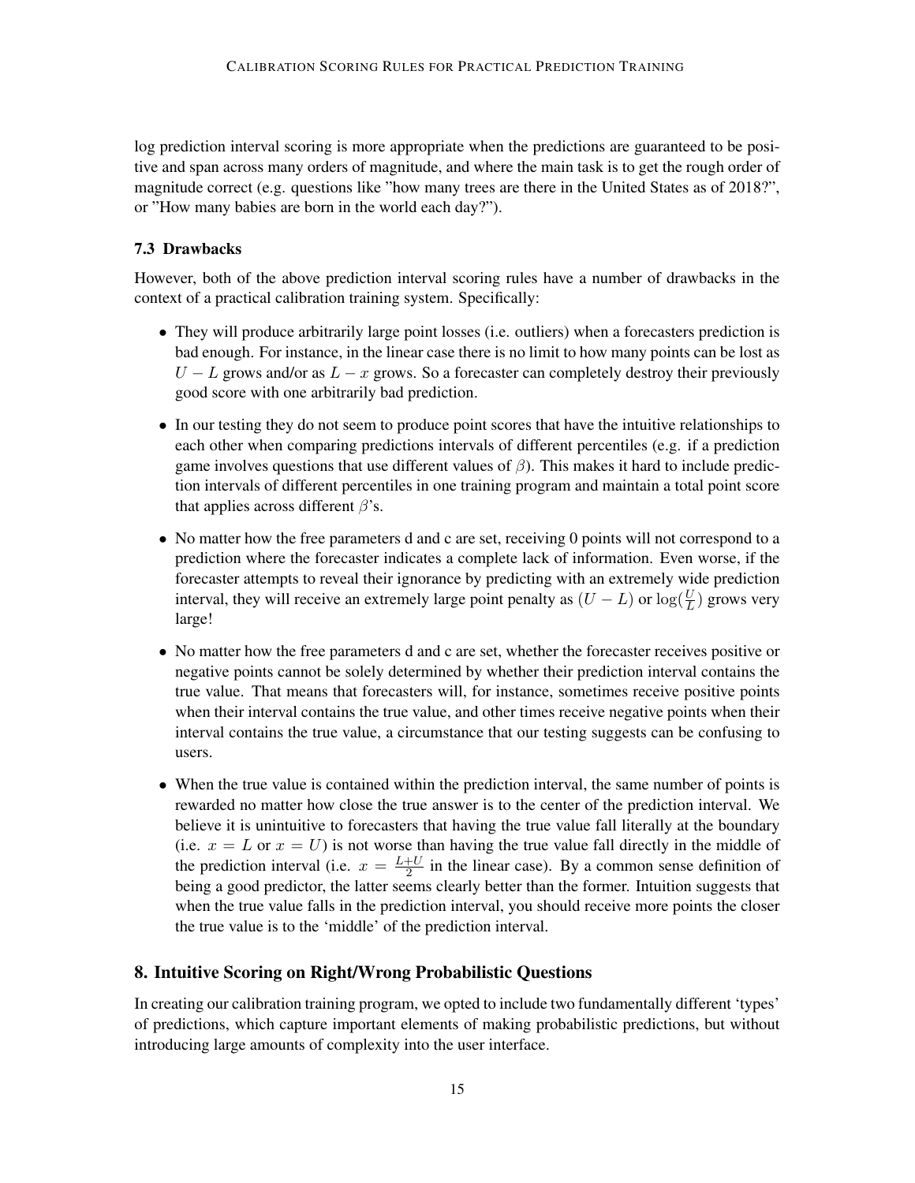log prediction interval scoring is more appropriate when the predictions are guaranteed to be positive and span across many orders of magnitude, and where the main task is to get the rough order of magnitude correct (e.g. questions like "how many trees are there in the United States as of 2018?", or "How many babies are born in the world each day?").

### 7.3 Drawbacks

However, both of the above prediction interval scoring rules have a number of drawbacks in the context of a practical calibration training system. Specifically:

- They will produce arbitrarily large point losses (i.e. outliers) when a forecasters prediction is bad enough. For instance, in the linear case there is no limit to how many points can be lost as $U - L$ grows and/or as $L - x$ grows. So a forecaster can completely destroy their previously good score with one arbitrarily bad prediction.
- In our testing they do not seem to produce point scores that have the intuitive relationships to each other when comparing predictions intervals of different percentiles (e.g. if a prediction game involves questions that use different values of $\beta$). This makes it hard to include prediction intervals of different percentiles in one training program and maintain a total point score that applies across different $\beta$'s.
- No matter how the free parameters d and c are set, receiving 0 points will not correspond to a prediction where the forecaster indicates a complete lack of information. Even worse, if the forecaster attempts to reveal their ignorance by predicting with an extremely wide prediction interval, they will receive an extremely large point penalty as $(U - L)$ or $\log(\frac{U}{L})$ grows very large!
- No matter how the free parameters d and c are set, whether the forecaster receives positive or negative points cannot be solely determined by whether their prediction interval contains the true value. That means that forecasters will, for instance, sometimes receive positive points when their interval contains the true value, and other times receive negative points when their interval contains the true value, a circumstance that our testing suggests can be confusing to users.
- When the true value is contained within the prediction interval, the same number of points is rewarded no matter how close the true answer is to the center of the prediction interval. We believe it is unintuitive to forecasters that having the true value fall literally at the boundary (i.e. $x = L$ or $x = U$) is not worse than having the true value fall directly in the middle of the prediction interval (i.e. $x = \frac{L+U}{2}$ in the linear case). By a common sense definition of being a good predictor, the latter seems clearly better than the former. Intuition suggests that when the true value falls in the prediction interval, you should receive more points the closer the true value is to the 'middle' of the prediction interval.

## 8. Intuitive Scoring on Right/Wrong Probabilistic Questions

In creating our calibration training program, we opted to include two fundamentally different 'types' of predictions, which capture important elements of making probabilistic predictions, but without introducing large amounts of complexity into the user interface.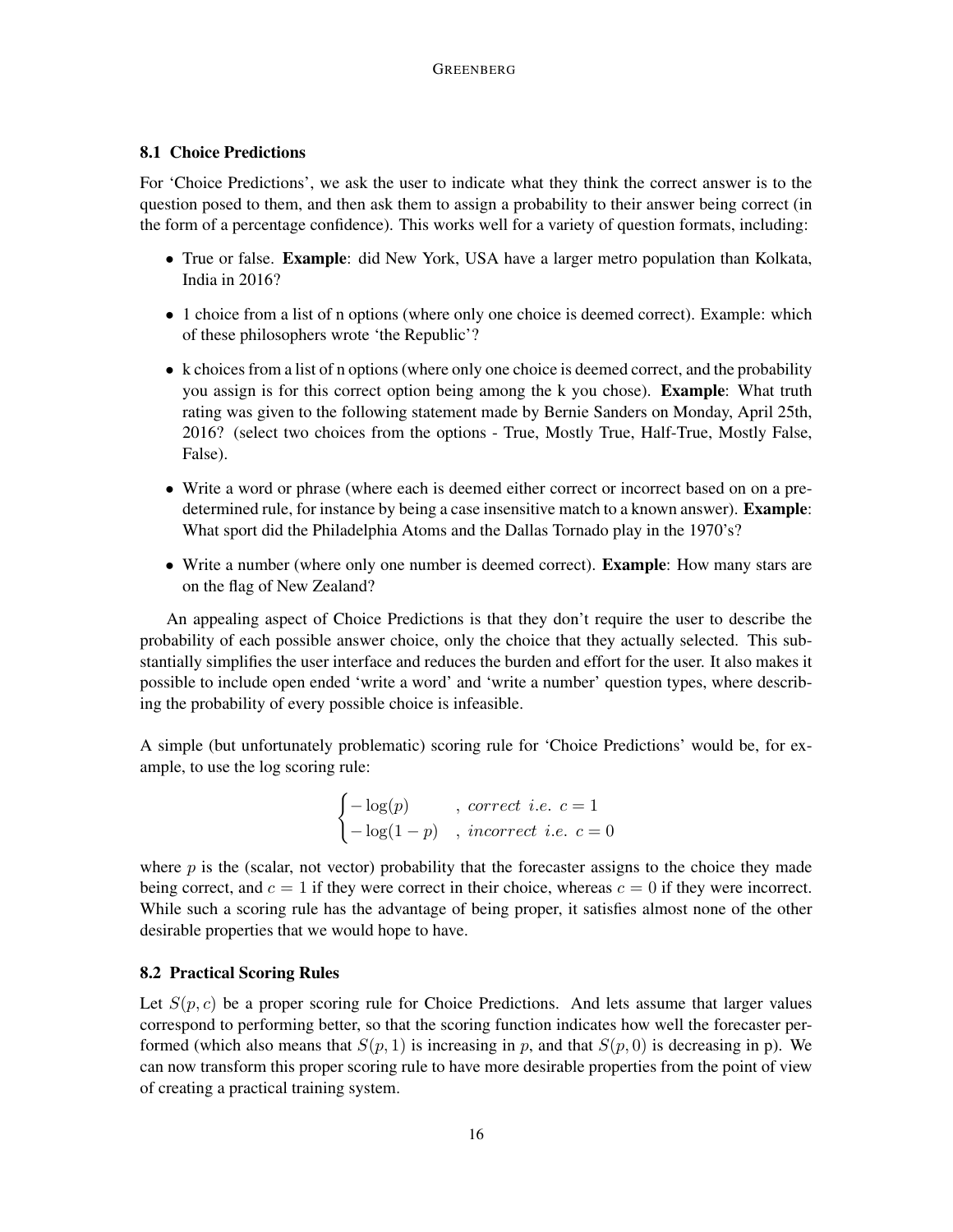### 8.1 Choice Predictions

For 'Choice Predictions', we ask the user to indicate what they think the correct answer is to the question posed to them, and then ask them to assign a probability to their answer being correct (in the form of a percentage confidence). This works well for a variety of question formats, including:

- True or false. **Example**: did New York, USA have a larger metro population than Kolkata, India in 2016?
- 1 choice from a list of n options (where only one choice is deemed correct). Example: which of these philosophers wrote 'the Republic'?
- k choices from a list of n options (where only one choice is deemed correct, and the probability you assign is for this correct option being among the k you chose). **Example**: What truth rating was given to the following statement made by Bernie Sanders on Monday, April 25th, 2016? (select two choices from the options - True, Mostly True, Half-True, Mostly False, False).
- Write a word or phrase (where each is deemed either correct or incorrect based on on a pre-determined rule, for instance by being a case insensitive match to a known answer). **Example**: What sport did the Philadelphia Atoms and the Dallas Tornado play in the 1970's?
- Write a number (where only one number is deemed correct). **Example**: How many stars are on the flag of New Zealand?

An appealing aspect of Choice Predictions is that they don't require the user to describe the probability of each possible answer choice, only the choice that they actually selected. This substantially simplifies the user interface and reduces the burden and effort for the user. It also makes it possible to include open ended 'write a word' and 'write a number' question types, where describing the probability of every possible choice is infeasible.

A simple (but unfortunately problematic) scoring rule for 'Choice Predictions' would be, for example, to use the log scoring rule:

$$\begin{cases} -\log(p) & , \ correct \ \ i.e. \ \ c = 1 \\ -\log(1-p) & , \ incorrect \ \ i.e. \ \ c = 0 \end{cases}$$

where $p$ is the (scalar, not vector) probability that the forecaster assigns to the choice they made being correct, and $c = 1$ if they were correct in their choice, whereas $c = 0$ if they were incorrect. While such a scoring rule has the advantage of being proper, it satisfies almost none of the other desirable properties that we would hope to have.

### 8.2 Practical Scoring Rules

Let $S(p, c)$ be a proper scoring rule for Choice Predictions. And lets assume that larger values correspond to performing better, so that the scoring function indicates how well the forecaster performed (which also means that $S(p, 1)$ is increasing in $p$, and that $S(p, 0)$ is decreasing in p). We can now transform this proper scoring rule to have more desirable properties from the point of view of creating a practical training system.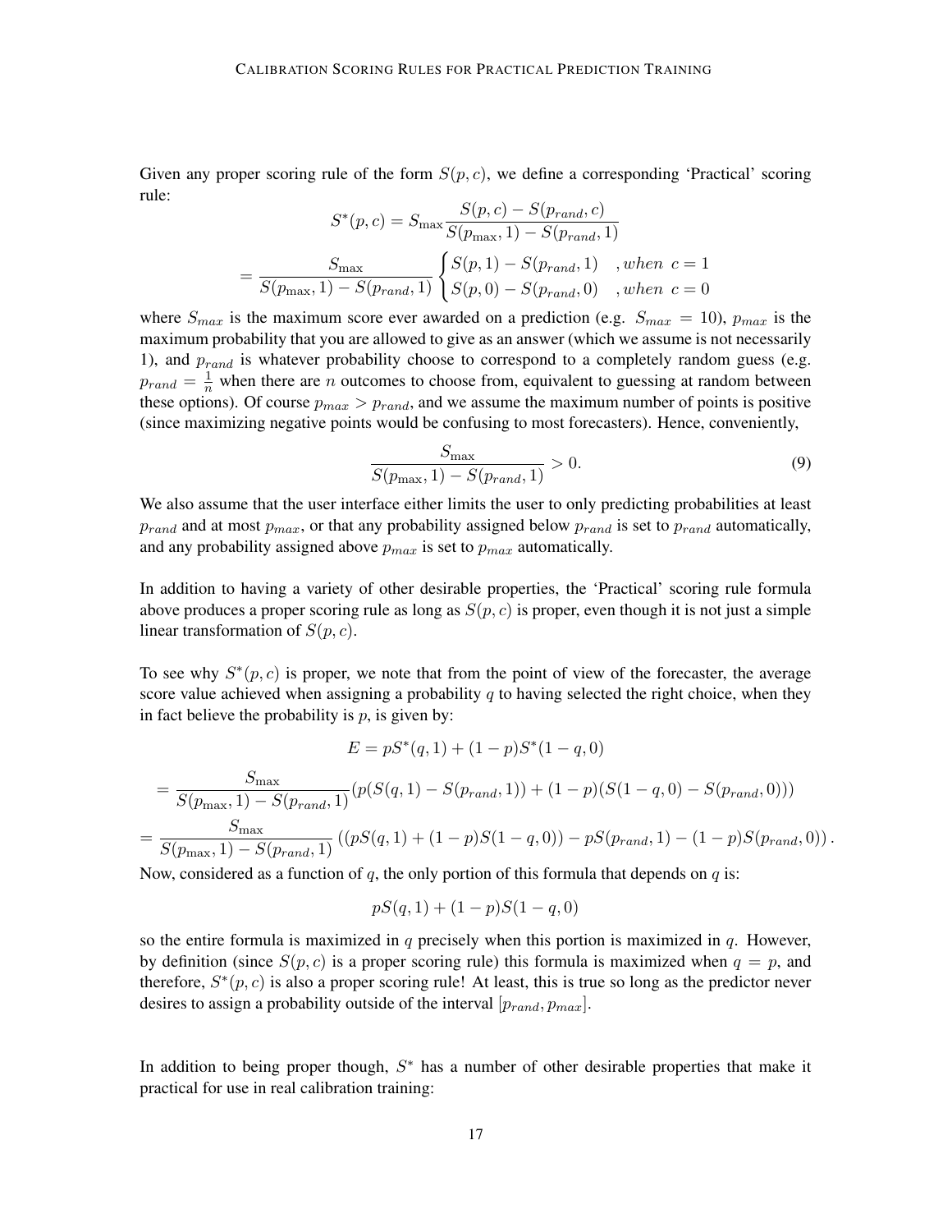Given any proper scoring rule of the form $S(p, c)$, we define a corresponding 'Practical' scoring rule:

$$S^*(p, c) = S_{\max} \frac{S(p, c) - S(p_{rand}, c)}{S(p_{\max}, 1) - S(p_{rand}, 1)}$$

$$= \frac{S_{\max}}{S(p_{\max}, 1) - S(p_{rand}, 1)} \begin{cases} S(p, 1) - S(p_{rand}, 1) & , when \ \ c = 1 \\ S(p, 0) - S(p_{rand}, 0) & , when \ \ c = 0 \end{cases}$$

where $S_{max}$ is the maximum score ever awarded on a prediction (e.g. $S_{max} = 10$), $p_{max}$ is the maximum probability that you are allowed to give as an answer (which we assume is not necessarily 1), and $p_{rand}$ is whatever probability choose to correspond to a completely random guess (e.g. $p_{rand} = \frac{1}{n}$ when there are $n$ outcomes to choose from, equivalent to guessing at random between these options). Of course $p_{max} > p_{rand}$, and we assume the maximum number of points is positive (since maximizing negative points would be confusing to most forecasters). Hence, conveniently,

$$\frac{S_{\max}}{S(p_{\max}, 1) - S(p_{rand}, 1)} > 0. \tag{9}$$

We also assume that the user interface either limits the user to only predicting probabilities at least $p_{rand}$ and at most $p_{max}$, or that any probability assigned below $p_{rand}$ is set to $p_{rand}$ automatically, and any probability assigned above $p_{max}$ is set to $p_{max}$ automatically.

In addition to having a variety of other desirable properties, the 'Practical' scoring rule formula above produces a proper scoring rule as long as $S(p, c)$ is proper, even though it is not just a simple linear transformation of $S(p, c)$.

To see why $S^*(p, c)$ is proper, we note that from the point of view of the forecaster, the average score value achieved when assigning a probability $q$ to having selected the right choice, when they in fact believe the probability is $p$, is given by:

$$E = pS^*(q, 1) + (1 - p)S^*(1 - q, 0)$$

$$= \frac{S_{\max}}{S(p_{\max}, 1) - S(p_{rand}, 1)} (p(S(q, 1) - S(p_{rand}, 1)) + (1 - p)(S(1 - q, 0) - S(p_{rand}, 0)))$$

$$= \frac{S_{\max}}{S(p_{\max}, 1) - S(p_{rand}, 1)} \left( (pS(q, 1) + (1 - p)S(1 - q, 0)) - pS(p_{rand}, 1) - (1 - p)S(p_{rand}, 0) \right).$$

Now, considered as a function of $q$, the only portion of this formula that depends on $q$ is:

$$pS(q, 1) + (1 - p)S(1 - q, 0)$$

so the entire formula is maximized in $q$ precisely when this portion is maximized in $q$. However, by definition (since $S(p, c)$ is a proper scoring rule) this formula is maximized when $q = p$, and therefore, $S^*(p, c)$ is also a proper scoring rule! At least, this is true so long as the predictor never desires to assign a probability outside of the interval $[p_{rand}, p_{max}]$.

In addition to being proper though, $S^*$ has a number of other desirable properties that make it practical for use in real calibration training: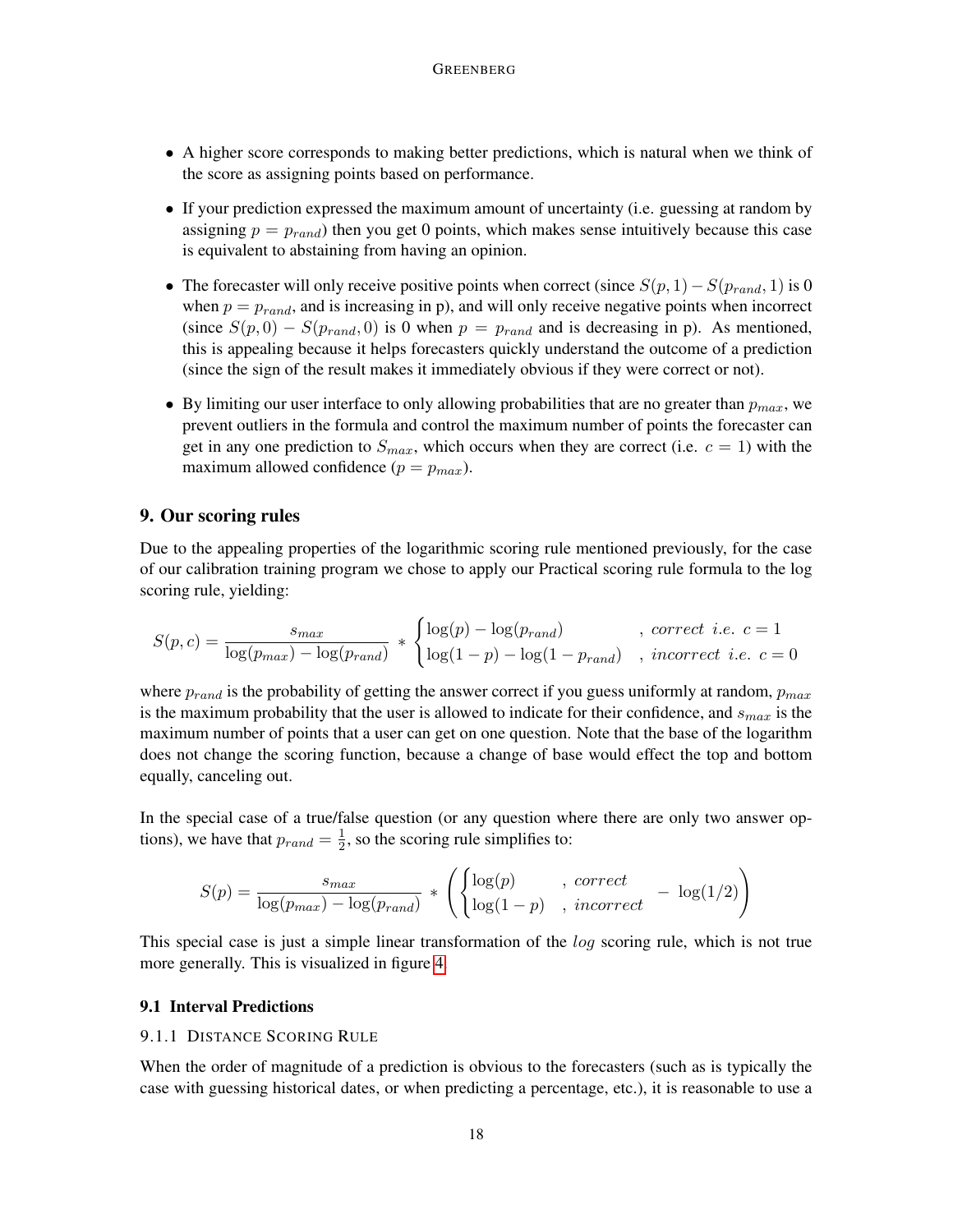- A higher score corresponds to making better predictions, which is natural when we think of the score as assigning points based on performance.
- If your prediction expressed the maximum amount of uncertainty (i.e. guessing at random by assigning $p = p_{rand}$) then you get 0 points, which makes sense intuitively because this case is equivalent to abstaining from having an opinion.
- The forecaster will only receive positive points when correct (since $S(p,1) - S(p_{rand},1)$ is 0 when $p = p_{rand}$, and is increasing in p), and will only receive negative points when incorrect (since $S(p,0) - S(p_{rand},0)$ is 0 when $p = p_{rand}$ and is decreasing in p). As mentioned, this is appealing because it helps forecasters quickly understand the outcome of a prediction (since the sign of the result makes it immediately obvious if they were correct or not).
- By limiting our user interface to only allowing probabilities that are no greater than $p_{max}$, we prevent outliers in the formula and control the maximum number of points the forecaster can get in any one prediction to $S_{max}$, which occurs when they are correct (i.e. $c = 1$) with the maximum allowed confidence ($p = p_{max}$).

## 9. Our scoring rules

Due to the appealing properties of the logarithmic scoring rule mentioned previously, for the case of our calibration training program we chose to apply our Practical scoring rule formula to the log scoring rule, yielding:

$$S(p,c) = \frac{s_{max}}{\log(p_{max}) - \log(p_{rand})} * \begin{cases} \log(p) - \log(p_{rand}) & , \; correct \;\; i.e. \;\; c = 1 \\ \log(1-p) - \log(1-p_{rand}) & , \; incorrect \;\; i.e. \;\; c = 0 \end{cases}$$

where $p_{rand}$ is the probability of getting the answer correct if you guess uniformly at random, $p_{max}$ is the maximum probability that the user is allowed to indicate for their confidence, and $s_{max}$ is the maximum number of points that a user can get on one question. Note that the base of the logarithm does not change the scoring function, because a change of base would effect the top and bottom equally, canceling out.

In the special case of a true/false question (or any question where there are only two answer options), we have that $p_{rand} = \frac{1}{2}$, so the scoring rule simplifies to:

$$S(p) = \frac{s_{max}}{\log(p_{max}) - \log(p_{rand})} * \left( \begin{cases} \log(p) & , \; correct \\ \log(1-p) & , \; incorrect \end{cases} - \log(1/2) \right)$$

This special case is just a simple linear transformation of the *log* scoring rule, which is not true more generally. This is visualized in figure 4.

### 9.1 Interval Predictions

#### 9.1.1 Distance Scoring Rule

When the order of magnitude of a prediction is obvious to the forecasters (such as is typically the case with guessing historical dates, or when predicting a percentage, etc.), it is reasonable to use a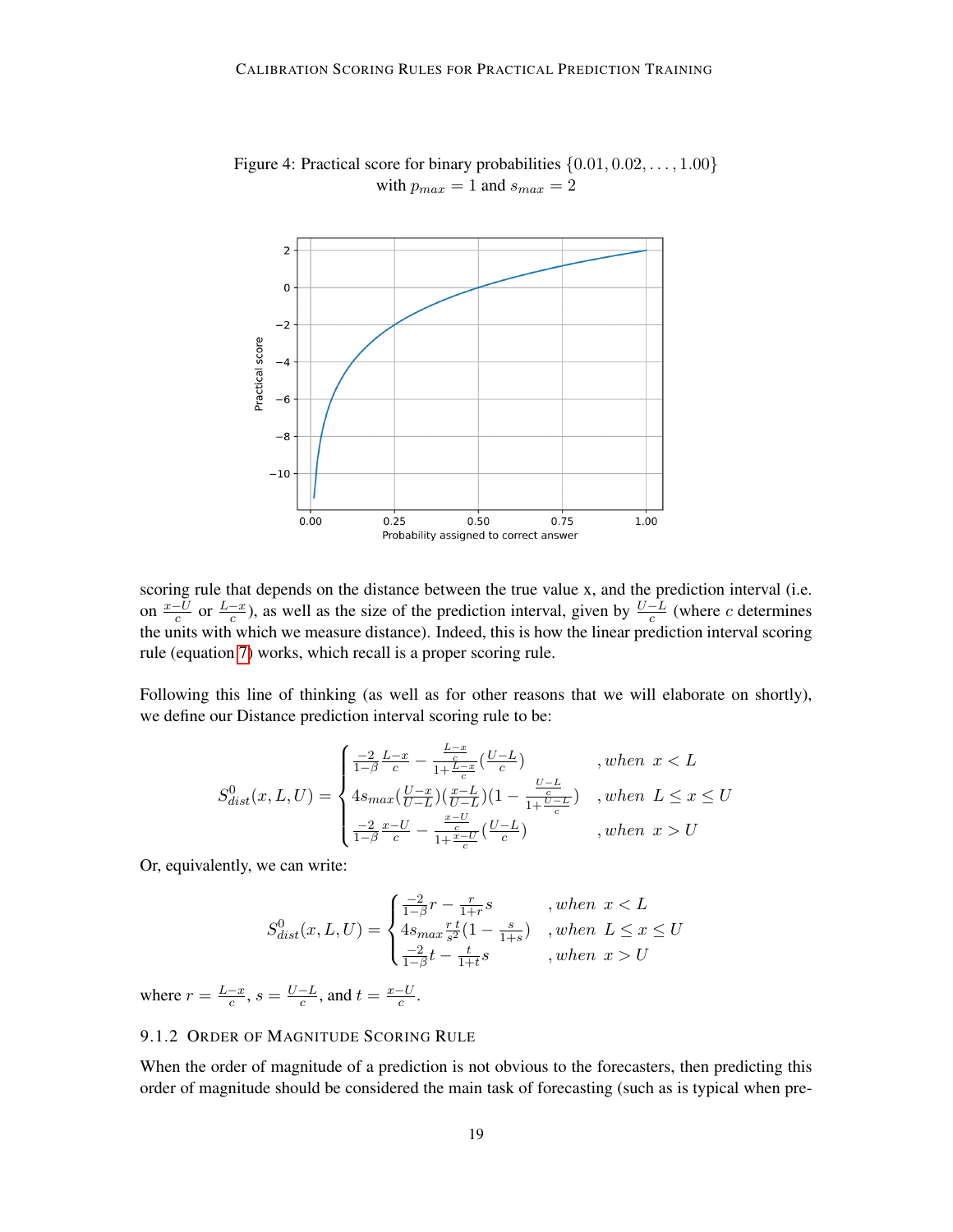Figure 4: Practical score for binary probabilities $\{0.01, 0.02, \ldots, 1.00\}$ with $p_{max} = 1$ and $s_{max} = 2$

scoring rule that depends on the distance between the true value x, and the prediction interval (i.e. on $\frac{x-U}{c}$ or $\frac{L-x}{c}$), as well as the size of the prediction interval, given by $\frac{U-L}{c}$ (where $c$ determines the units with which we measure distance). Indeed, this is how the linear prediction interval scoring rule (equation 7) works, which recall is a proper scoring rule.

Following this line of thinking (as well as for other reasons that we will elaborate on shortly), we define our Distance prediction interval scoring rule to be:

$$S^0_{dist}(x, L, U) = \begin{cases} \frac{-2}{1-\beta}\frac{L-x}{c} - \frac{\frac{L-x}{c}}{1+\frac{L-x}{c}}(\frac{U-L}{c}) & , when \;\; x < L \\ 4s_{max}(\frac{U-x}{U-L})(\frac{x-L}{U-L})(1 - \frac{\frac{U-L}{c}}{1+\frac{U-L}{c}}) & , when \;\; L \leq x \leq U \\ \frac{-2}{1-\beta}\frac{x-U}{c} - \frac{\frac{x-U}{c}}{1+\frac{x-U}{c}}(\frac{U-L}{c}) & , when \;\; x > U \end{cases}$$

Or, equivalently, we can write:

$$S^0_{dist}(x, L, U) = \begin{cases} \frac{-2}{1-\beta}r - \frac{r}{1+r}s & , when \;\; x < L \\ 4s_{max}\frac{r\,t}{s^2}(1 - \frac{s}{1+s}) & , when \;\; L \leq x \leq U \\ \frac{-2}{1-\beta}t - \frac{t}{1+t}s & , when \;\; x > U \end{cases}$$

where $r = \frac{L-x}{c}$, $s = \frac{U-L}{c}$, and $t = \frac{x-U}{c}$.

#### 9.1.2 Order of Magnitude Scoring Rule

When the order of magnitude of a prediction is not obvious to the forecasters, then predicting this order of magnitude should be considered the main task of forecasting (such as is typical when pre-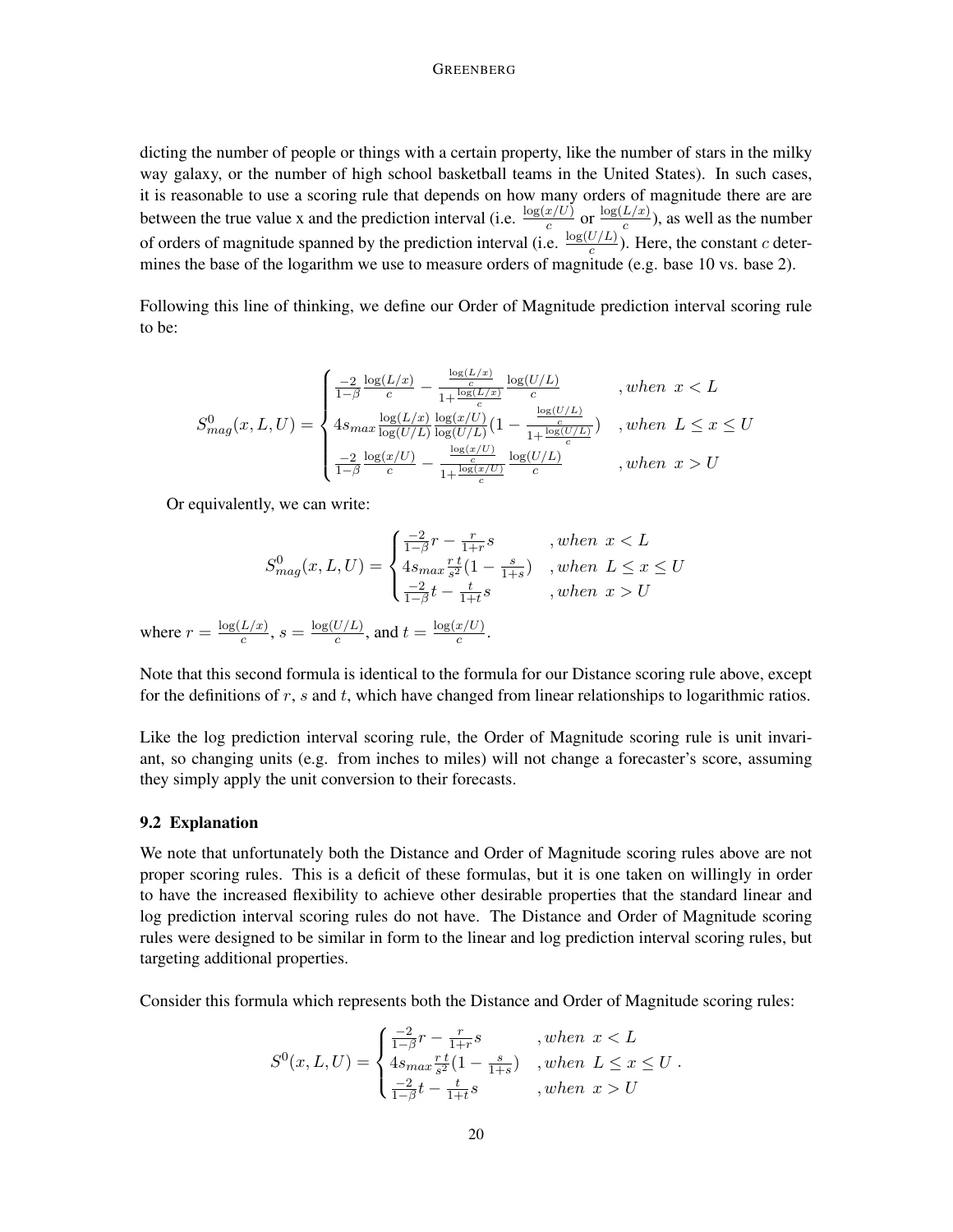dicting the number of people or things with a certain property, like the number of stars in the milky way galaxy, or the number of high school basketball teams in the United States). In such cases, it is reasonable to use a scoring rule that depends on how many orders of magnitude there are are between the true value x and the prediction interval (i.e. $\frac{\log(x/U)}{c}$ or $\frac{\log(L/x)}{c}$), as well as the number of orders of magnitude spanned by the prediction interval (i.e. $\frac{\log(U/L)}{c}$). Here, the constant $c$ determines the base of the logarithm we use to measure orders of magnitude (e.g. base 10 vs. base 2).

Following this line of thinking, we define our Order of Magnitude prediction interval scoring rule to be:

$$S^0_{mag}(x, L, U) = \begin{cases} \frac{-2}{1-\beta}\frac{\log(L/x)}{c} - \frac{\frac{\log(L/x)}{c}}{1+\frac{\log(L/x)}{c}}\frac{\log(U/L)}{c} & , when\ \ x < L \\ 4s_{max}\frac{\log(L/x)}{\log(U/L)}\frac{\log(x/U)}{\log(U/L)}(1 - \frac{\frac{\log(U/L)}{c}}{1+\frac{\log(U/L)}{c}}) & , when\ \ L \leq x \leq U \\ \frac{-2}{1-\beta}\frac{\log(x/U)}{c} - \frac{\frac{\log(x/U)}{c}}{1+\frac{\log(x/U)}{c}}\frac{\log(U/L)}{c} & , when\ \ x > U \end{cases}$$

Or equivalently, we can write:

$$S^0_{mag}(x, L, U) = \begin{cases} \frac{-2}{1-\beta}r - \frac{r}{1+r}s & , when\ \ x < L \\ 4s_{max}\frac{r\,t}{s^2}(1 - \frac{s}{1+s}) & , when\ \ L \leq x \leq U \\ \frac{-2}{1-\beta}t - \frac{t}{1+t}s & , when\ \ x > U \end{cases}$$

where $r = \frac{\log(L/x)}{c}$, $s = \frac{\log(U/L)}{c}$, and $t = \frac{\log(x/U)}{c}$.

Note that this second formula is identical to the formula for our Distance scoring rule above, except for the definitions of $r$, $s$ and $t$, which have changed from linear relationships to logarithmic ratios.

Like the log prediction interval scoring rule, the Order of Magnitude scoring rule is unit invariant, so changing units (e.g. from inches to miles) will not change a forecaster's score, assuming they simply apply the unit conversion to their forecasts.

### 9.2 Explanation

We note that unfortunately both the Distance and Order of Magnitude scoring rules above are not proper scoring rules. This is a deficit of these formulas, but it is one taken on willingly in order to have the increased flexibility to achieve other desirable properties that the standard linear and log prediction interval scoring rules do not have. The Distance and Order of Magnitude scoring rules were designed to be similar in form to the linear and log prediction interval scoring rules, but targeting additional properties.

Consider this formula which represents both the Distance and Order of Magnitude scoring rules:

$$S^0(x, L, U) = \begin{cases} \frac{-2}{1-\beta}r - \frac{r}{1+r}s & , when\ \ x < L \\ 4s_{max}\frac{r\,t}{s^2}(1 - \frac{s}{1+s}) & , when\ \ L \leq x \leq U \\ \frac{-2}{1-\beta}t - \frac{t}{1+t}s & , when\ \ x > U \end{cases}.$$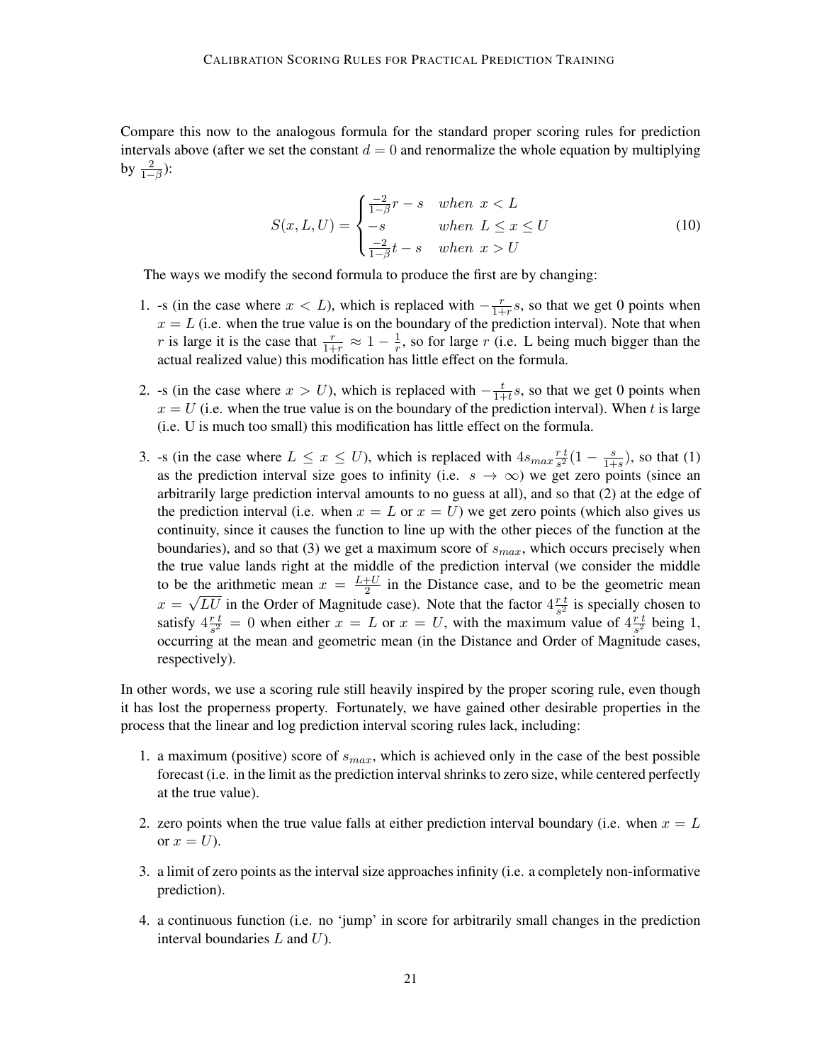Compare this now to the analogous formula for the standard proper scoring rules for prediction intervals above (after we set the constant $d = 0$ and renormalize the whole equation by multiplying by $\frac{2}{1-\beta}$):

$$
S(x, L, U) = \begin{cases} \frac{-2}{1-\beta} r - s & when \;\; x < L \\ -s & when \;\; L \leq x \leq U \\ \frac{-2}{1-\beta} t - s & when \;\; x > U \end{cases} \tag{10}
$$

The ways we modify the second formula to produce the first are by changing:

1. -s (in the case where $x < L$), which is replaced with $-\frac{r}{1+r}s$, so that we get 0 points when $x = L$ (i.e. when the true value is on the boundary of the prediction interval). Note that when $r$ is large it is the case that $\frac{r}{1+r} \approx 1 - \frac{1}{r}$, so for large $r$ (i.e. L being much bigger than the actual realized value) this modification has little effect on the formula.

2. -s (in the case where $x > U$), which is replaced with $-\frac{t}{1+t}s$, so that we get 0 points when $x = U$ (i.e. when the true value is on the boundary of the prediction interval). When $t$ is large (i.e. U is much too small) this modification has little effect on the formula.

3. -s (in the case where $L \leq x \leq U$), which is replaced with $4 s_{max} \frac{r\,t}{s^2}(1 - \frac{s}{1+s})$, so that (1) as the prediction interval size goes to infinity (i.e. $s \to \infty$) we get zero points (since an arbitrarily large prediction interval amounts to no guess at all), and so that (2) at the edge of the prediction interval (i.e. when $x = L$ or $x = U$) we get zero points (which also gives us continuity, since it causes the function to line up with the other pieces of the function at the boundaries), and so that (3) we get a maximum score of $s_{max}$, which occurs precisely when the true value lands right at the middle of the prediction interval (we consider the middle to be the arithmetic mean $x = \frac{L+U}{2}$ in the Distance case, and to be the geometric mean $x = \sqrt{LU}$ in the Order of Magnitude case). Note that the factor $4\frac{r\,t}{s^2}$ is specially chosen to satisfy $4\frac{r\,t}{s^2} = 0$ when either $x = L$ or $x = U$, with the maximum value of $4\frac{r\,t}{s^2}$ being 1, occurring at the mean and geometric mean (in the Distance and Order of Magnitude cases, respectively).

In other words, we use a scoring rule still heavily inspired by the proper scoring rule, even though it has lost the properness property. Fortunately, we have gained other desirable properties in the process that the linear and log prediction interval scoring rules lack, including:

1. a maximum (positive) score of $s_{max}$, which is achieved only in the case of the best possible forecast (i.e. in the limit as the prediction interval shrinks to zero size, while centered perfectly at the true value).

2. zero points when the true value falls at either prediction interval boundary (i.e. when $x = L$ or $x = U$).

3. a limit of zero points as the interval size approaches infinity (i.e. a completely non-informative prediction).

4. a continuous function (i.e. no 'jump' in score for arbitrarily small changes in the prediction interval boundaries $L$ and $U$).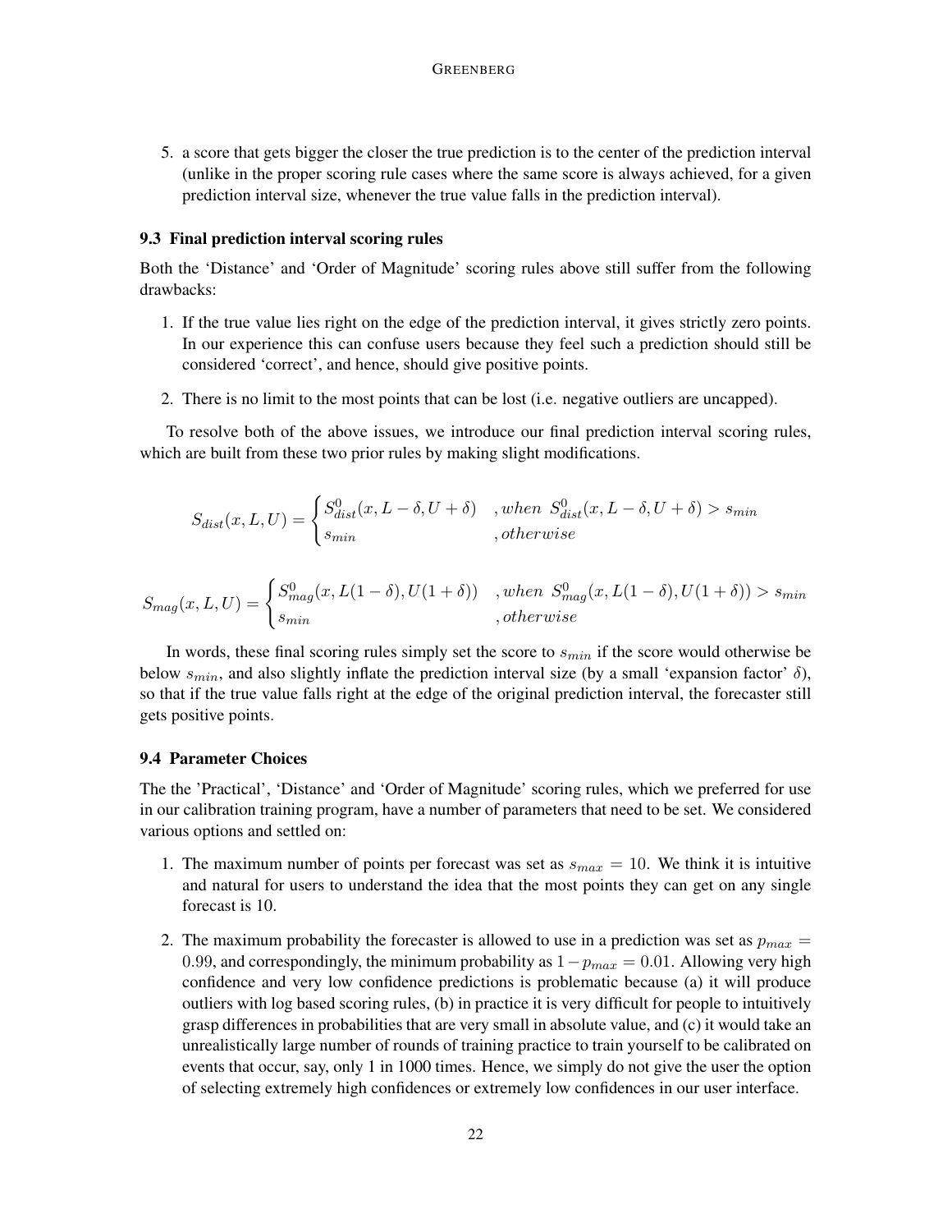5. a score that gets bigger the closer the true prediction is to the center of the prediction interval (unlike in the proper scoring rule cases where the same score is always achieved, for a given prediction interval size, whenever the true value falls in the prediction interval).

### 9.3 Final prediction interval scoring rules

Both the 'Distance' and 'Order of Magnitude' scoring rules above still suffer from the following drawbacks:

1. If the true value lies right on the edge of the prediction interval, it gives strictly zero points. In our experience this can confuse users because they feel such a prediction should still be considered 'correct', and hence, should give positive points.
2. There is no limit to the most points that can be lost (i.e. negative outliers are uncapped).

To resolve both of the above issues, we introduce our final prediction interval scoring rules, which are built from these two prior rules by making slight modifications.

$$S_{dist}(x, L, U) = \begin{cases} S^0_{dist}(x, L - \delta, U + \delta) & , when \ S^0_{dist}(x, L - \delta, U + \delta) > s_{min} \\ s_{min} & , otherwise \end{cases}$$

$$S_{mag}(x, L, U) = \begin{cases} S^0_{mag}(x, L(1 - \delta), U(1 + \delta)) & , when \ S^0_{mag}(x, L(1 - \delta), U(1 + \delta)) > s_{min} \\ s_{min} & , otherwise \end{cases}$$

In words, these final scoring rules simply set the score to $s_{min}$ if the score would otherwise be below $s_{min}$, and also slightly inflate the prediction interval size (by a small 'expansion factor' $\delta$), so that if the true value falls right at the edge of the original prediction interval, the forecaster still gets positive points.

### 9.4 Parameter Choices

The the 'Practical', 'Distance' and 'Order of Magnitude' scoring rules, which we preferred for use in our calibration training program, have a number of parameters that need to be set. We considered various options and settled on:

1. The maximum number of points per forecast was set as $s_{max} = 10$. We think it is intuitive and natural for users to understand the idea that the most points they can get on any single forecast is 10.
2. The maximum probability the forecaster is allowed to use in a prediction was set as $p_{max} = 0.99$, and correspondingly, the minimum probability as $1 - p_{max} = 0.01$. Allowing very high confidence and very low confidence predictions is problematic because (a) it will produce outliers with log based scoring rules, (b) in practice it is very difficult for people to intuitively grasp differences in probabilities that are very small in absolute value, and (c) it would take an unrealistically large number of rounds of training practice to train yourself to be calibrated on events that occur, say, only 1 in 1000 times. Hence, we simply do not give the user the option of selecting extremely high confidences or extremely low confidences in our user interface.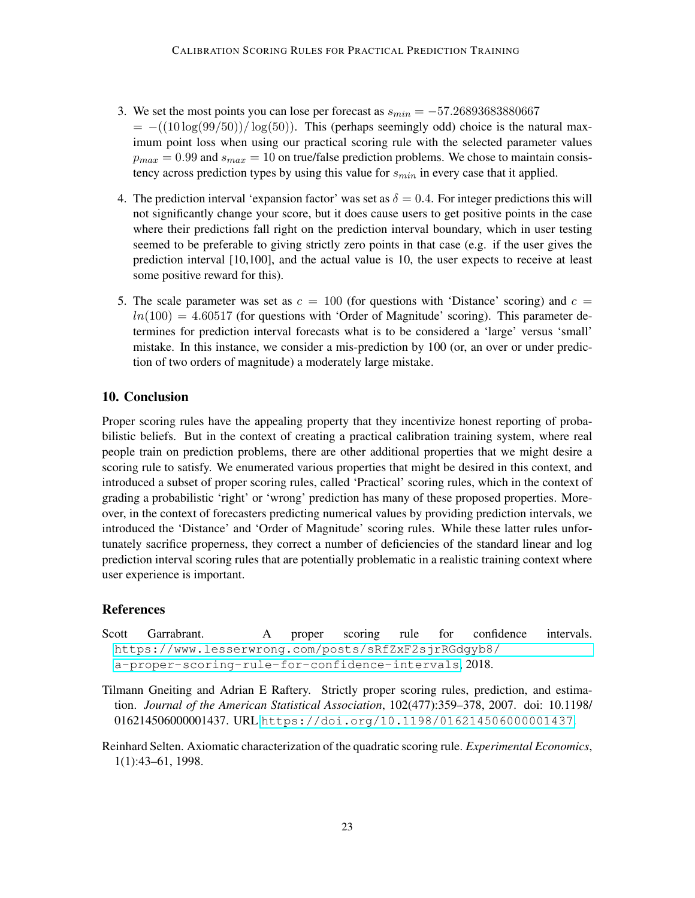3. We set the most points you can lose per forecast as $s_{min} = -57.26893683880667$ $= -((10\log(99/50))/\log(50))$. This (perhaps seemingly odd) choice is the natural maximum point loss when using our practical scoring rule with the selected parameter values $p_{max} = 0.99$ and $s_{max} = 10$ on true/false prediction problems. We chose to maintain consistency across prediction types by using this value for $s_{min}$ in every case that it applied.

4. The prediction interval 'expansion factor' was set as $\delta = 0.4$. For integer predictions this will not significantly change your score, but it does cause users to get positive points in the case where their predictions fall right on the prediction interval boundary, which in user testing seemed to be preferable to giving strictly zero points in that case (e.g. if the user gives the prediction interval [10,100], and the actual value is 10, the user expects to receive at least some positive reward for this).

5. The scale parameter was set as $c = 100$ (for questions with 'Distance' scoring) and $c = ln(100) = 4.60517$ (for questions with 'Order of Magnitude' scoring). This parameter determines for prediction interval forecasts what is to be considered a 'large' versus 'small' mistake. In this instance, we consider a mis-prediction by 100 (or, an over or under prediction of two orders of magnitude) a moderately large mistake.

## 10. Conclusion

Proper scoring rules have the appealing property that they incentivize honest reporting of probabilistic beliefs. But in the context of creating a practical calibration training system, where real people train on prediction problems, there are other additional properties that we might desire a scoring rule to satisfy. We enumerated various properties that might be desired in this context, and introduced a subset of proper scoring rules, called 'Practical' scoring rules, which in the context of grading a probabilistic 'right' or 'wrong' prediction has many of these proposed properties. Moreover, in the context of forecasters predicting numerical values by providing prediction intervals, we introduced the 'Distance' and 'Order of Magnitude' scoring rules. While these latter rules unfortunately sacrifice properness, they correct a number of deficiencies of the standard linear and log prediction interval scoring rules that are potentially problematic in a realistic training context where user experience is important.

## References

Scott Garrabrant. A proper scoring rule for confidence intervals. https://www.lesserwrong.com/posts/sRfZxF2sjrRGdgyb8/a-proper-scoring-rule-for-confidence-intervals, 2018.

Tilmann Gneiting and Adrian E Raftery. Strictly proper scoring rules, prediction, and estimation. *Journal of the American Statistical Association*, 102(477):359–378, 2007. doi: 10.1198/016214506000001437. URL https://doi.org/10.1198/016214506000001437.

Reinhard Selten. Axiomatic characterization of the quadratic scoring rule. *Experimental Economics*, 1(1):43–61, 1998.